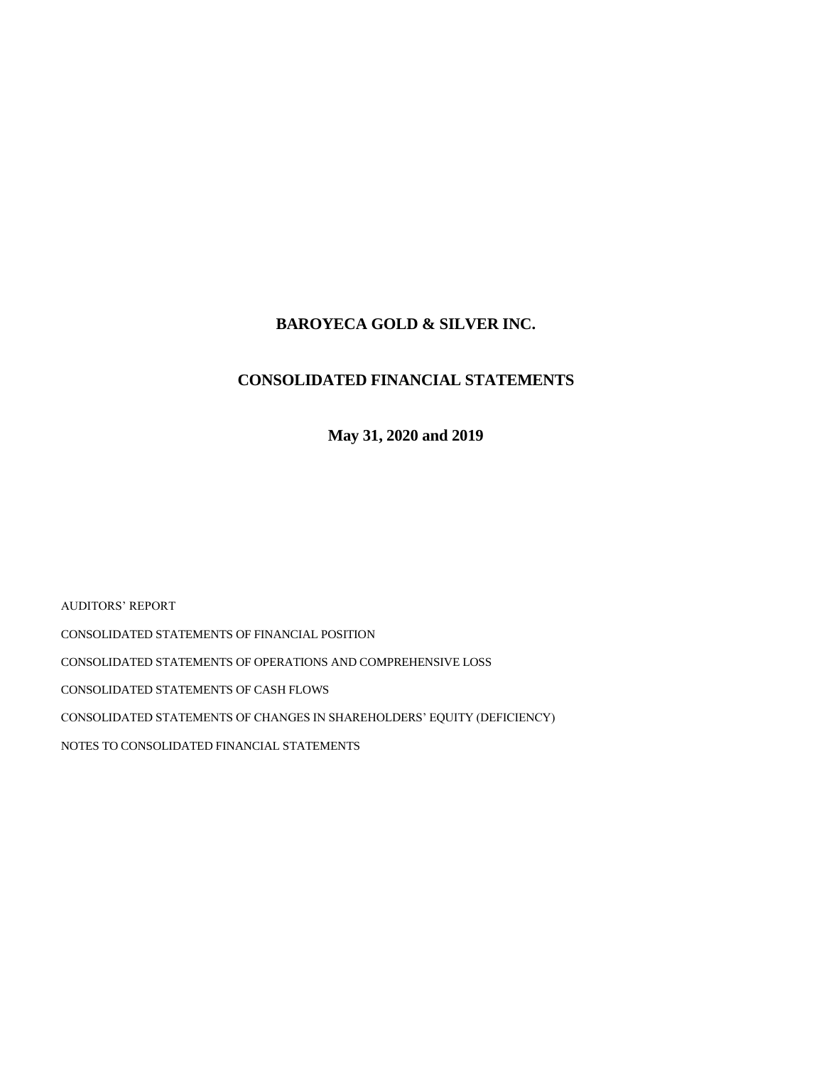# BAROYECA GOLD & SILVER INC.

## CONSOLIDATED FINANCIAL STATEMENTS

### May 31, 2020 and 2019

AUDITORS' REPORT

CONSOLIDATED STATEMENTS OF FINANCIAL POSITION

CONSOLIDATED STATEMENTS OF OPERATIONS AND COMPREHENSIVE LOSS

CONSOLIDATED STATEMENTS OF CASH FLOWS

CONSOLIDATED STATEMENTS OF CHANGES IN SHAREHOLDERS' EQUITY (DEFICIENCY)

NOTES TO CONSOLIDATED FINANCIAL STATEMENTS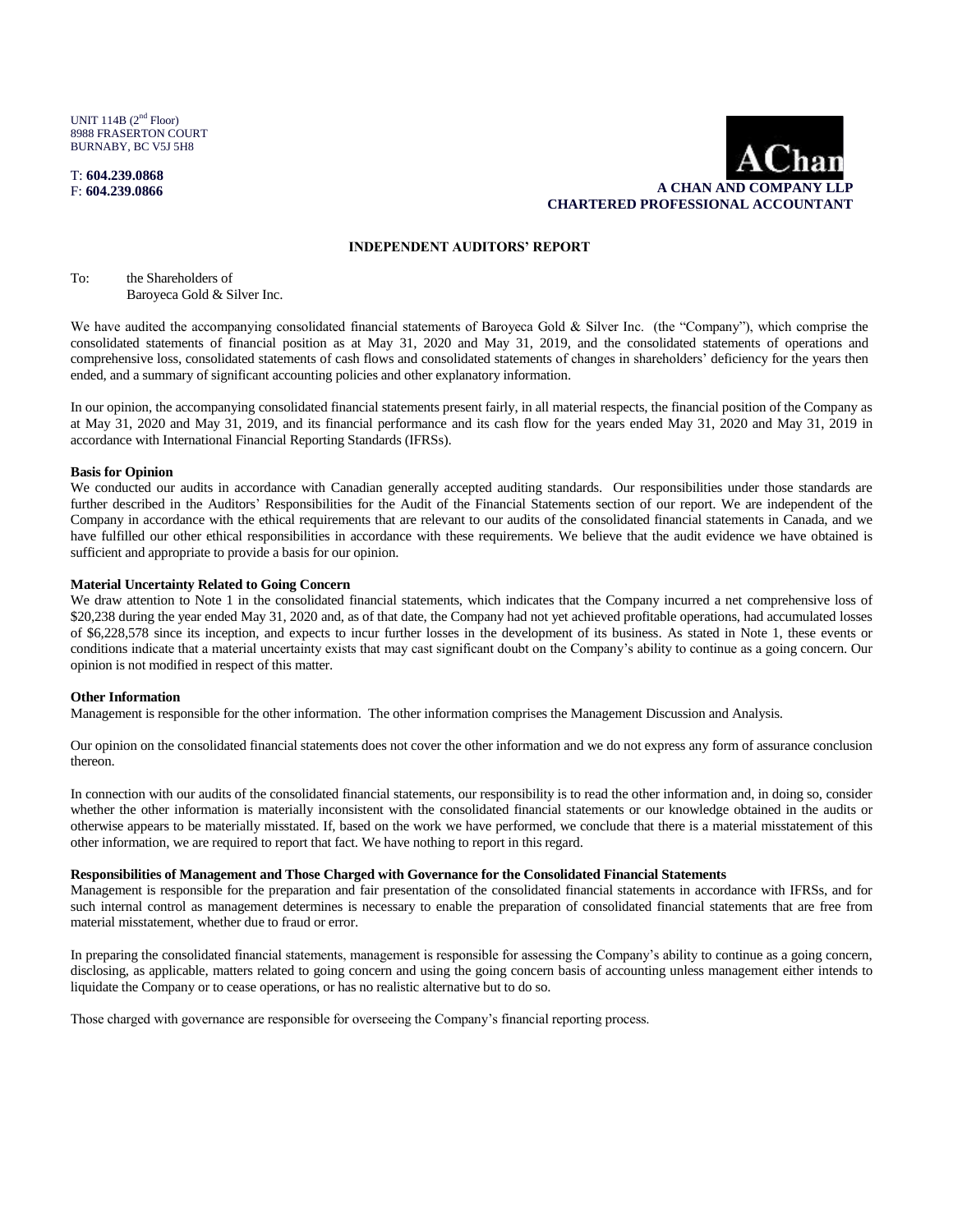UNIT 114B (2nd Floor)
8988 FRASERTON COURT
BURNABY, BC V5J 5H8

T: **604.239.0868**
F: **604.239.0866**

**A CHAN AND COMPANY LLP**
**CHARTERED PROFESSIONAL ACCOUNTANT**

## INDEPENDENT AUDITORS' REPORT

To: the Shareholders of
Baroyeca Gold & Silver Inc.

We have audited the accompanying consolidated financial statements of Baroyeca Gold & Silver Inc. (the "Company"), which comprise the consolidated statements of financial position as at May 31, 2020 and May 31, 2019, and the consolidated statements of operations and comprehensive loss, consolidated statements of cash flows and consolidated statements of changes in shareholders' deficiency for the years then ended, and a summary of significant accounting policies and other explanatory information.

In our opinion, the accompanying consolidated financial statements present fairly, in all material respects, the financial position of the Company as at May 31, 2020 and May 31, 2019, and its financial performance and its cash flow for the years ended May 31, 2020 and May 31, 2019 in accordance with International Financial Reporting Standards (IFRSs).

**Basis for Opinion**
We conducted our audits in accordance with Canadian generally accepted auditing standards. Our responsibilities under those standards are further described in the Auditors' Responsibilities for the Audit of the Financial Statements section of our report. We are independent of the Company in accordance with the ethical requirements that are relevant to our audits of the consolidated financial statements in Canada, and we have fulfilled our other ethical responsibilities in accordance with these requirements. We believe that the audit evidence we have obtained is sufficient and appropriate to provide a basis for our opinion.

**Material Uncertainty Related to Going Concern**
We draw attention to Note 1 in the consolidated financial statements, which indicates that the Company incurred a net comprehensive loss of $20,238 during the year ended May 31, 2020 and, as of that date, the Company had not yet achieved profitable operations, had accumulated losses of $6,228,578 since its inception, and expects to incur further losses in the development of its business. As stated in Note 1, these events or conditions indicate that a material uncertainty exists that may cast significant doubt on the Company's ability to continue as a going concern. Our opinion is not modified in respect of this matter.

**Other Information**
Management is responsible for the other information. The other information comprises the Management Discussion and Analysis.

Our opinion on the consolidated financial statements does not cover the other information and we do not express any form of assurance conclusion thereon.

In connection with our audits of the consolidated financial statements, our responsibility is to read the other information and, in doing so, consider whether the other information is materially inconsistent with the consolidated financial statements or our knowledge obtained in the audits or otherwise appears to be materially misstated. If, based on the work we have performed, we conclude that there is a material misstatement of this other information, we are required to report that fact. We have nothing to report in this regard.

**Responsibilities of Management and Those Charged with Governance for the Consolidated Financial Statements**
Management is responsible for the preparation and fair presentation of the consolidated financial statements in accordance with IFRSs, and for such internal control as management determines is necessary to enable the preparation of consolidated financial statements that are free from material misstatement, whether due to fraud or error.

In preparing the consolidated financial statements, management is responsible for assessing the Company's ability to continue as a going concern, disclosing, as applicable, matters related to going concern and using the going concern basis of accounting unless management either intends to liquidate the Company or to cease operations, or has no realistic alternative but to do so.

Those charged with governance are responsible for overseeing the Company's financial reporting process.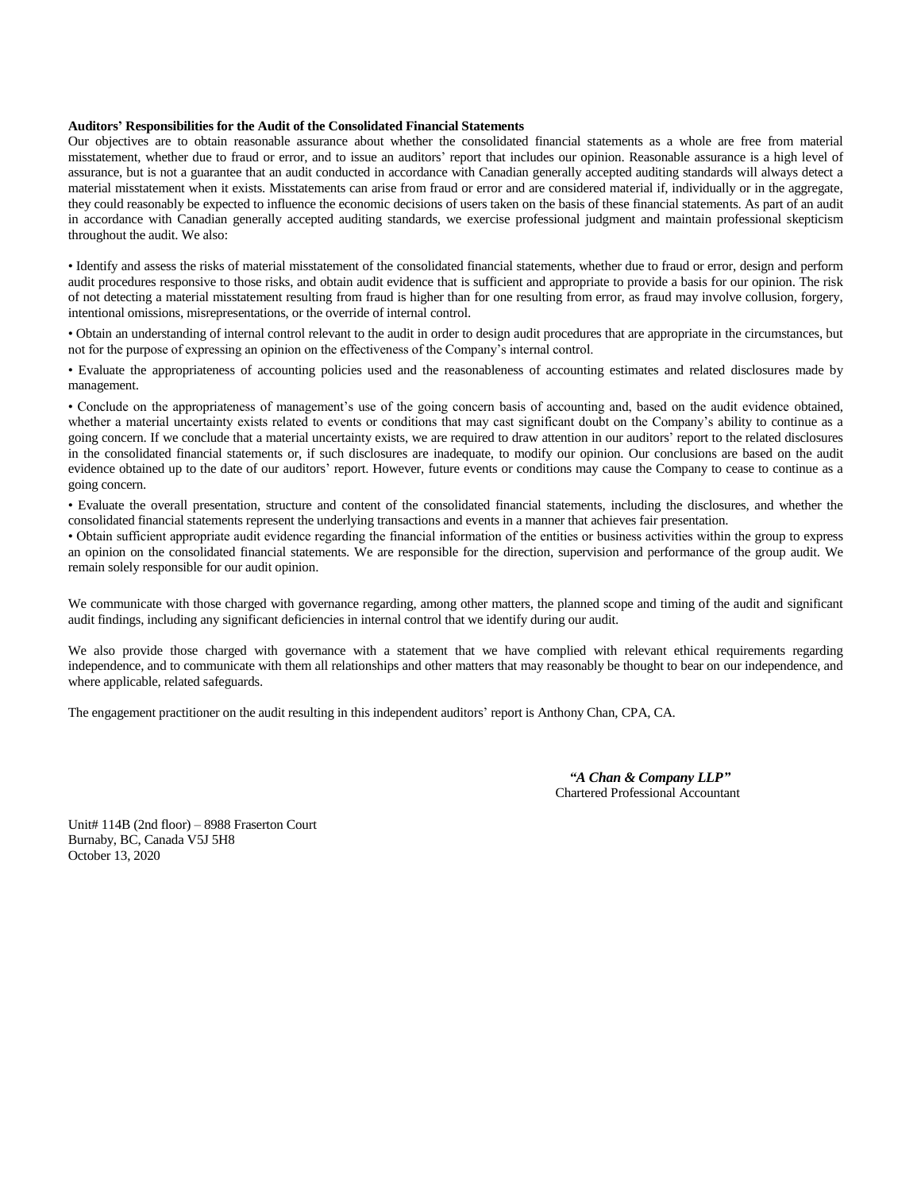**Auditors' Responsibilities for the Audit of the Consolidated Financial Statements**

Our objectives are to obtain reasonable assurance about whether the consolidated financial statements as a whole are free from material misstatement, whether due to fraud or error, and to issue an auditors' report that includes our opinion. Reasonable assurance is a high level of assurance, but is not a guarantee that an audit conducted in accordance with Canadian generally accepted auditing standards will always detect a material misstatement when it exists. Misstatements can arise from fraud or error and are considered material if, individually or in the aggregate, they could reasonably be expected to influence the economic decisions of users taken on the basis of these financial statements. As part of an audit in accordance with Canadian generally accepted auditing standards, we exercise professional judgment and maintain professional skepticism throughout the audit. We also:

• Identify and assess the risks of material misstatement of the consolidated financial statements, whether due to fraud or error, design and perform audit procedures responsive to those risks, and obtain audit evidence that is sufficient and appropriate to provide a basis for our opinion. The risk of not detecting a material misstatement resulting from fraud is higher than for one resulting from error, as fraud may involve collusion, forgery, intentional omissions, misrepresentations, or the override of internal control.

• Obtain an understanding of internal control relevant to the audit in order to design audit procedures that are appropriate in the circumstances, but not for the purpose of expressing an opinion on the effectiveness of the Company's internal control.

• Evaluate the appropriateness of accounting policies used and the reasonableness of accounting estimates and related disclosures made by management.

• Conclude on the appropriateness of management's use of the going concern basis of accounting and, based on the audit evidence obtained, whether a material uncertainty exists related to events or conditions that may cast significant doubt on the Company's ability to continue as a going concern. If we conclude that a material uncertainty exists, we are required to draw attention in our auditors' report to the related disclosures in the consolidated financial statements or, if such disclosures are inadequate, to modify our opinion. Our conclusions are based on the audit evidence obtained up to the date of our auditors' report. However, future events or conditions may cause the Company to cease to continue as a going concern.

• Evaluate the overall presentation, structure and content of the consolidated financial statements, including the disclosures, and whether the consolidated financial statements represent the underlying transactions and events in a manner that achieves fair presentation.

• Obtain sufficient appropriate audit evidence regarding the financial information of the entities or business activities within the group to express an opinion on the consolidated financial statements. We are responsible for the direction, supervision and performance of the group audit. We remain solely responsible for our audit opinion.

We communicate with those charged with governance regarding, among other matters, the planned scope and timing of the audit and significant audit findings, including any significant deficiencies in internal control that we identify during our audit.

We also provide those charged with governance with a statement that we have complied with relevant ethical requirements regarding independence, and to communicate with them all relationships and other matters that may reasonably be thought to bear on our independence, and where applicable, related safeguards.

The engagement practitioner on the audit resulting in this independent auditors' report is Anthony Chan, CPA, CA.

***"A Chan & Company LLP"***
Chartered Professional Accountant

Unit# 114B (2nd floor) – 8988 Fraserton Court
Burnaby, BC, Canada V5J 5H8
October 13, 2020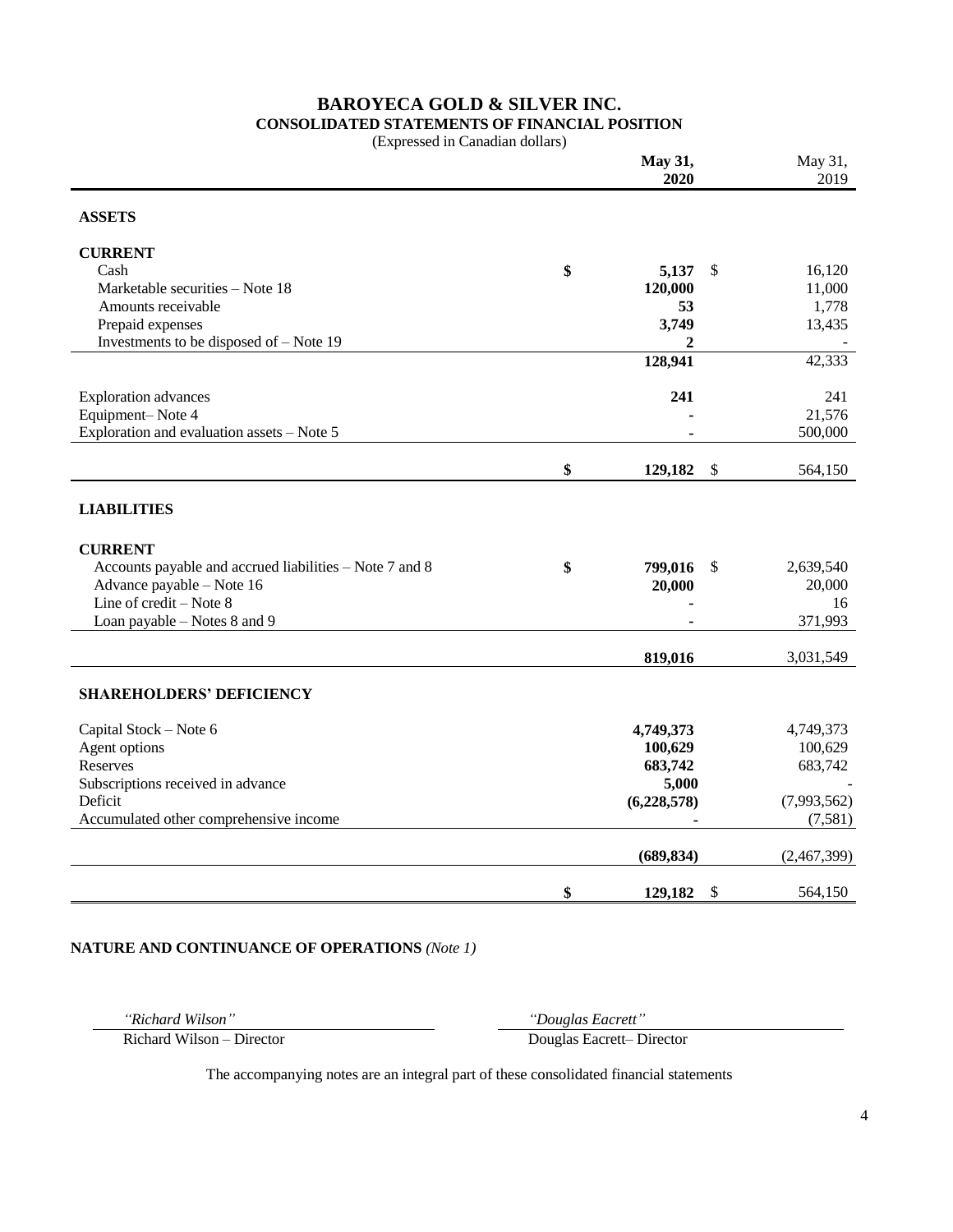# BAROYECA GOLD & SILVER INC.

## CONSOLIDATED STATEMENTS OF FINANCIAL POSITION

(Expressed in Canadian dollars)

| | **May 31, 2020** | May 31, 2019 |
|---|---|---|
| **ASSETS** | | |
| **CURRENT** | | |
| Cash | **$ 5,137** | $ 16,120 |
| Marketable securities – Note 18 | **120,000** | 11,000 |
| Amounts receivable | **53** | 1,778 |
| Prepaid expenses | **3,749** | 13,435 |
| Investments to be disposed of – Note 19 | **2** | - |
| | **128,941** | 42,333 |
| Exploration advances | **241** | 241 |
| Equipment– Note 4 | **-** | 21,576 |
| Exploration and evaluation assets – Note 5 | **-** | 500,000 |
| | **$ 129,182** | $ 564,150 |
| **LIABILITIES** | | |
| **CURRENT** | | |
| Accounts payable and accrued liabilities – Note 7 and 8 | **$ 799,016** | $ 2,639,540 |
| Advance payable – Note 16 | **20,000** | 20,000 |
| Line of credit – Note 8 | **-** | 16 |
| Loan payable – Notes 8 and 9 | **-** | 371,993 |
| | **819,016** | 3,031,549 |
| **SHAREHOLDERS' DEFICIENCY** | | |
| Capital Stock – Note 6 | **4,749,373** | 4,749,373 |
| Agent options | **100,629** | 100,629 |
| Reserves | **683,742** | 683,742 |
| Subscriptions received in advance | **5,000** | - |
| Deficit | **(6,228,578)** | (7,993,562) |
| Accumulated other comprehensive income | **-** | (7,581) |
| | **(689,834)** | (2,467,399) |
| | **$ 129,182** | $ 564,150 |

**NATURE AND CONTINUANCE OF OPERATIONS** *(Note 1)*

| *"Richard Wilson"* | *"Douglas Eacrett"* |
|---|---|
| Richard Wilson – Director | Douglas Eacrett– Director |

The accompanying notes are an integral part of these consolidated financial statements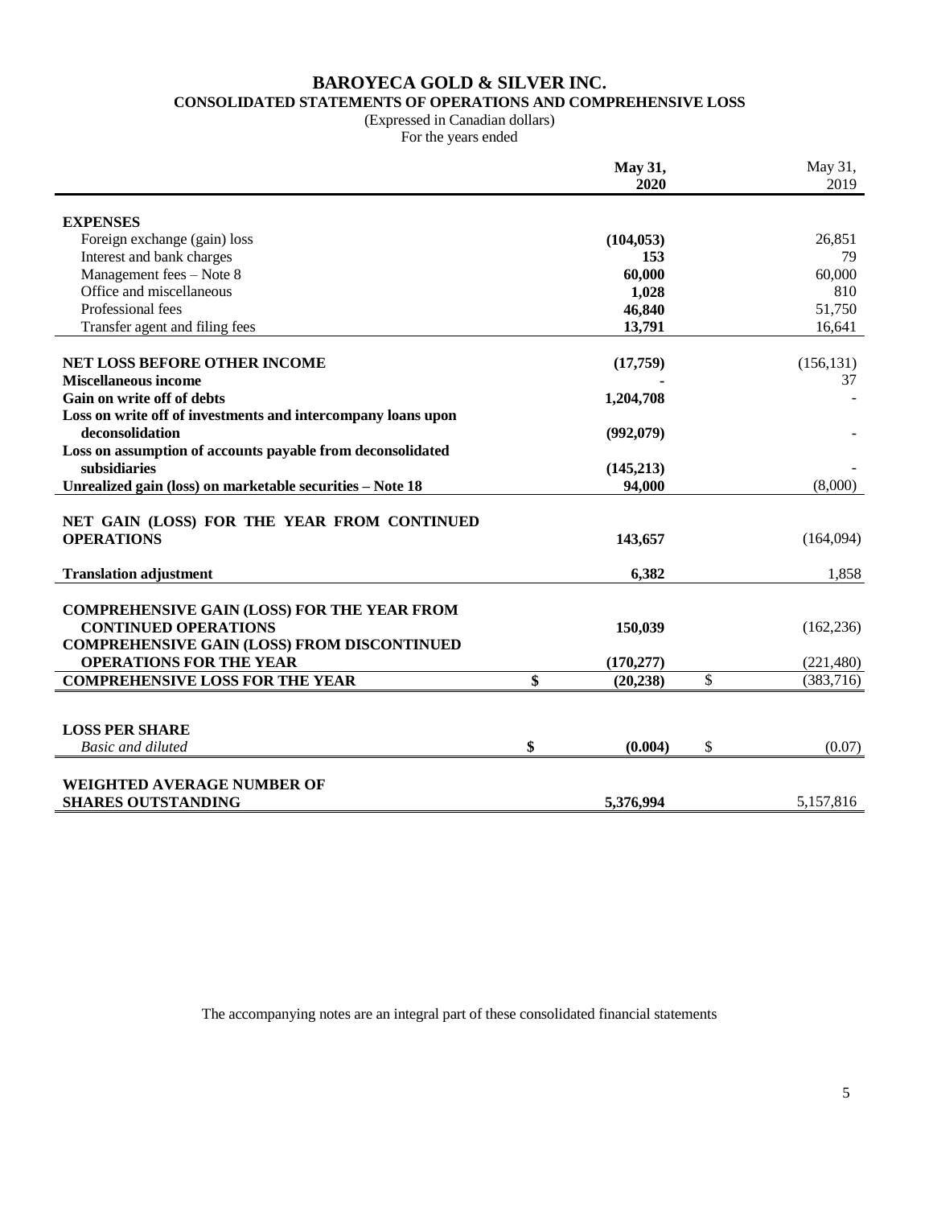# BAROYECA GOLD & SILVER INC.

## CONSOLIDATED STATEMENTS OF OPERATIONS AND COMPREHENSIVE LOSS

(Expressed in Canadian dollars)
For the years ended

| | May 31, 2020 | May 31, 2019 |
|---|---|---|
| **EXPENSES** | | |
| Foreign exchange (gain) loss | **(104,053)** | 26,851 |
| Interest and bank charges | **153** | 79 |
| Management fees – Note 8 | **60,000** | 60,000 |
| Office and miscellaneous | **1,028** | 810 |
| Professional fees | **46,840** | 51,750 |
| Transfer agent and filing fees | **13,791** | 16,641 |
| **NET LOSS BEFORE OTHER INCOME** | **(17,759)** | (156,131) |
| **Miscellaneous income** | **-** | 37 |
| **Gain on write off of debts** | **1,204,708** | - |
| **Loss on write off of investments and intercompany loans upon deconsolidation** | **(992,079)** | - |
| **Loss on assumption of accounts payable from deconsolidated subsidiaries** | **(145,213)** | - |
| **Unrealized gain (loss) on marketable securities – Note 18** | **94,000** | (8,000) |
| **NET GAIN (LOSS) FOR THE YEAR FROM CONTINUED OPERATIONS** | **143,657** | (164,094) |
| **Translation adjustment** | **6,382** | 1,858 |
| **COMPREHENSIVE GAIN (LOSS) FOR THE YEAR FROM CONTINUED OPERATIONS** | **150,039** | (162,236) |
| **COMPREHENSIVE GAIN (LOSS) FROM DISCONTINUED OPERATIONS FOR THE YEAR** | **(170,277)** | (221,480) |
| **COMPREHENSIVE LOSS FOR THE YEAR** | **$ (20,238)** | $ (383,716) |
| **LOSS PER SHARE** | | |
| *Basic and diluted* | **$ (0.004)** | $ (0.07) |
| **WEIGHTED AVERAGE NUMBER OF SHARES OUTSTANDING** | **5,376,994** | 5,157,816 |

The accompanying notes are an integral part of these consolidated financial statements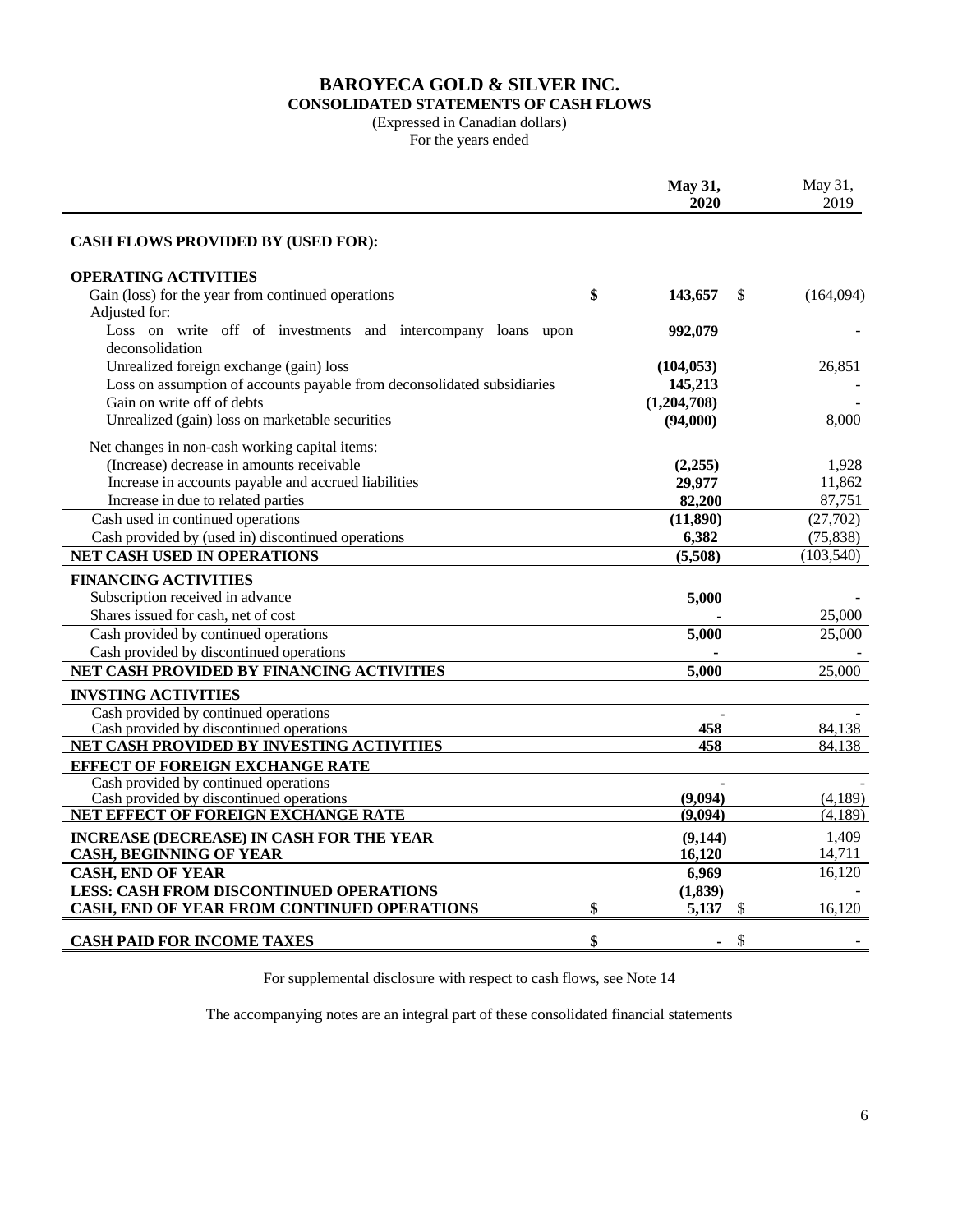# BAROYECA GOLD & SILVER INC.

## CONSOLIDATED STATEMENTS OF CASH FLOWS

(Expressed in Canadian dollars)
For the years ended

| | May 31, 2020 | May 31, 2019 |
|---|---|---|
| **CASH FLOWS PROVIDED BY (USED FOR):** | | |
| **OPERATING ACTIVITIES** | | |
| Gain (loss) for the year from continued operations | $ **143,657** | $ (164,094) |
| Adjusted for: | | |
| Loss on write off of investments and intercompany loans upon deconsolidation | **992,079** | - |
| Unrealized foreign exchange (gain) loss | **(104,053)** | 26,851 |
| Loss on assumption of accounts payable from deconsolidated subsidiaries | **145,213** | - |
| Gain on write off of debts | **(1,204,708)** | - |
| Unrealized (gain) loss on marketable securities | **(94,000)** | 8,000 |
| Net changes in non-cash working capital items: | | |
| (Increase) decrease in amounts receivable | **(2,255)** | 1,928 |
| Increase in accounts payable and accrued liabilities | **29,977** | 11,862 |
| Increase in due to related parties | **82,200** | 87,751 |
| Cash used in continued operations | **(11,890)** | (27,702) |
| Cash provided by (used in) discontinued operations | **6,382** | (75,838) |
| **NET CASH USED IN OPERATIONS** | **(5,508)** | (103,540) |
| **FINANCING ACTIVITIES** | | |
| Subscription received in advance | **5,000** | - |
| Shares issued for cash, net of cost | **-** | 25,000 |
| Cash provided by continued operations | **5,000** | 25,000 |
| Cash provided by discontinued operations | **-** | - |
| **NET CASH PROVIDED BY FINANCING ACTIVITIES** | **5,000** | 25,000 |
| **INVSTING ACTIVITIES** | | |
| Cash provided by continued operations | **-** | - |
| Cash provided by discontinued operations | **458** | 84,138 |
| **NET CASH PROVIDED BY INVESTING ACTIVITIES** | **458** | 84,138 |
| **EFFECT OF FOREIGN EXCHANGE RATE** | | |
| Cash provided by continued operations | **-** | - |
| Cash provided by discontinued operations | **(9,094)** | (4,189) |
| **NET EFFECT OF FOREIGN EXCHANGE RATE** | **(9,094)** | (4,189) |
| **INCREASE (DECREASE) IN CASH FOR THE YEAR** | **(9,144)** | 1,409 |
| **CASH, BEGINNING OF YEAR** | **16,120** | 14,711 |
| **CASH, END OF YEAR** | **6,969** | 16,120 |
| **LESS: CASH FROM DISCONTINUED OPERATIONS** | **(1,839)** | - |
| **CASH, END OF YEAR FROM CONTINUED OPERATIONS** | $ **5,137** | $ 16,120 |
| **CASH PAID FOR INCOME TAXES** | $ **-** | $ - |

For supplemental disclosure with respect to cash flows, see Note 14

The accompanying notes are an integral part of these consolidated financial statements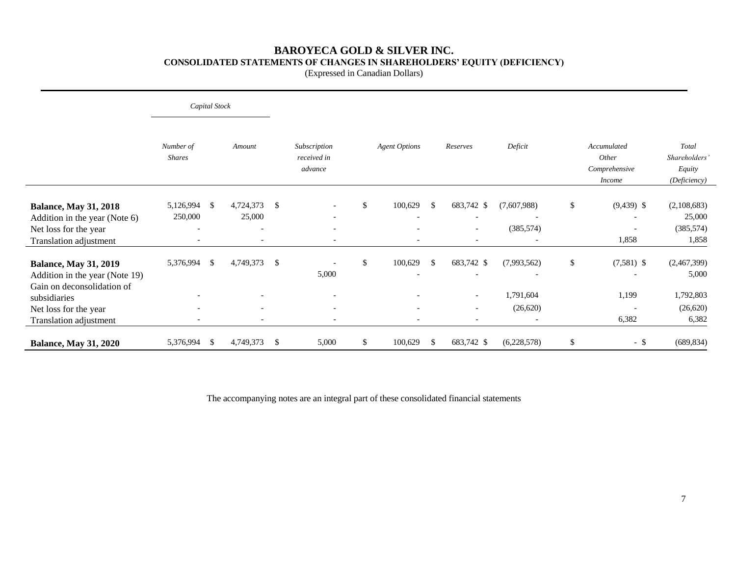# BAROYECA GOLD & SILVER INC.

## CONSOLIDATED STATEMENTS OF CHANGES IN SHAREHOLDERS' EQUITY (DEFICIENCY)

(Expressed in Canadian Dollars)

| | *Capital Stock* | | | | | | | |
|---|---|---|---|---|---|---|---|---|
| | *Number of Shares* | *Amount* | *Subscription received in advance* | *Agent Options* | *Reserves* | *Deficit* | *Accumulated Other Comprehensive Income* | *Total Shareholders' Equity (Deficiency)* |
| **Balance, May 31, 2018** | 5,126,994 | $ 4,724,373 | $ - | $ 100,629 | $ 683,742 | $ (7,607,988) | $ (9,439) | $ (2,108,683) |
| Addition in the year (Note 6) | 250,000 | 25,000 | - | - | - | - | - | 25,000 |
| Net loss for the year | - | - | - | - | - | (385,574) | - | (385,574) |
| Translation adjustment | - | - | - | - | - | - | 1,858 | 1,858 |
| **Balance, May 31, 2019** | 5,376,994 | $ 4,749,373 | $ - | $ 100,629 | $ 683,742 | $ (7,993,562) | $ (7,581) | $ (2,467,399) |
| Addition in the year (Note 19) | | | 5,000 | - | - | - | - | 5,000 |
| Gain on deconsolidation of subsidiaries | - | - | - | - | - | 1,791,604 | 1,199 | 1,792,803 |
| Net loss for the year | - | - | - | - | - | (26,620) | - | (26,620) |
| Translation adjustment | - | - | - | - | - | - | 6,382 | 6,382 |
| **Balance, May 31, 2020** | 5,376,994 | $ 4,749,373 | $ 5,000 | $ 100,629 | $ 683,742 | $ (6,228,578) | $ - | $ (689,834) |

The accompanying notes are an integral part of these consolidated financial statements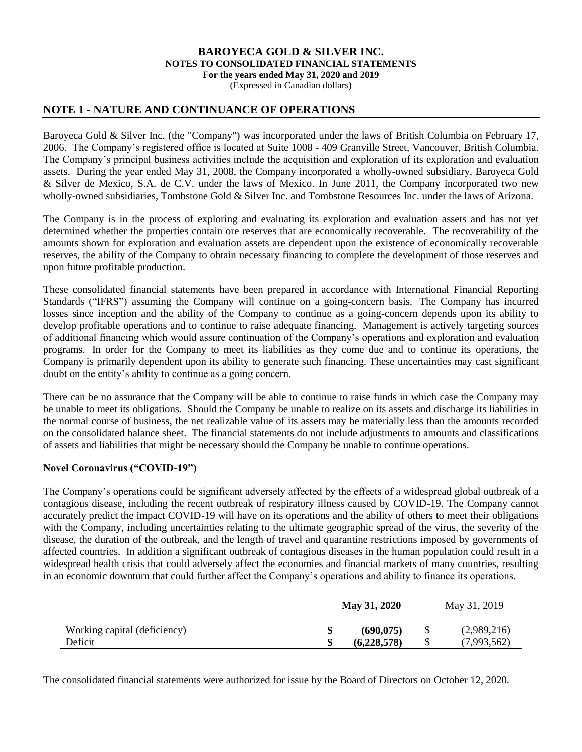**BAROYECA GOLD & SILVER INC.**
**NOTES TO CONSOLIDATED FINANCIAL STATEMENTS**
**For the years ended May 31, 2020 and 2019**
(Expressed in Canadian dollars)

## NOTE 1 - NATURE AND CONTINUANCE OF OPERATIONS

Baroyeca Gold & Silver Inc. (the "Company") was incorporated under the laws of British Columbia on February 17, 2006. The Company's registered office is located at Suite 1008 - 409 Granville Street, Vancouver, British Columbia. The Company's principal business activities include the acquisition and exploration of its exploration and evaluation assets. During the year ended May 31, 2008, the Company incorporated a wholly-owned subsidiary, Baroyeca Gold & Silver de Mexico, S.A. de C.V. under the laws of Mexico. In June 2011, the Company incorporated two new wholly-owned subsidiaries, Tombstone Gold & Silver Inc. and Tombstone Resources Inc. under the laws of Arizona.

The Company is in the process of exploring and evaluating its exploration and evaluation assets and has not yet determined whether the properties contain ore reserves that are economically recoverable. The recoverability of the amounts shown for exploration and evaluation assets are dependent upon the existence of economically recoverable reserves, the ability of the Company to obtain necessary financing to complete the development of those reserves and upon future profitable production.

These consolidated financial statements have been prepared in accordance with International Financial Reporting Standards ("IFRS") assuming the Company will continue on a going-concern basis. The Company has incurred losses since inception and the ability of the Company to continue as a going-concern depends upon its ability to develop profitable operations and to continue to raise adequate financing. Management is actively targeting sources of additional financing which would assure continuation of the Company's operations and exploration and evaluation programs. In order for the Company to meet its liabilities as they come due and to continue its operations, the Company is primarily dependent upon its ability to generate such financing. These uncertainties may cast significant doubt on the entity's ability to continue as a going concern.

There can be no assurance that the Company will be able to continue to raise funds in which case the Company may be unable to meet its obligations. Should the Company be unable to realize on its assets and discharge its liabilities in the normal course of business, the net realizable value of its assets may be materially less than the amounts recorded on the consolidated balance sheet. The financial statements do not include adjustments to amounts and classifications of assets and liabilities that might be necessary should the Company be unable to continue operations.

**Novel Coronavirus ("COVID-19")**

The Company's operations could be significant adversely affected by the effects of a widespread global outbreak of a contagious disease, including the recent outbreak of respiratory illness caused by COVID-19. The Company cannot accurately predict the impact COVID-19 will have on its operations and the ability of others to meet their obligations with the Company, including uncertainties relating to the ultimate geographic spread of the virus, the severity of the disease, the duration of the outbreak, and the length of travel and quarantine restrictions imposed by governments of affected countries. In addition a significant outbreak of contagious diseases in the human population could result in a widespread health crisis that could adversely affect the economies and financial markets of many countries, resulting in an economic downturn that could further affect the Company's operations and ability to finance its operations.

| | **May 31, 2020** | May 31, 2019 |
|---|---|---|
| Working capital (deficiency) | **$ (690,075)** | $ (2,989,216) |
| Deficit | **$ (6,228,578)** | $ (7,993,562) |

The consolidated financial statements were authorized for issue by the Board of Directors on October 12, 2020.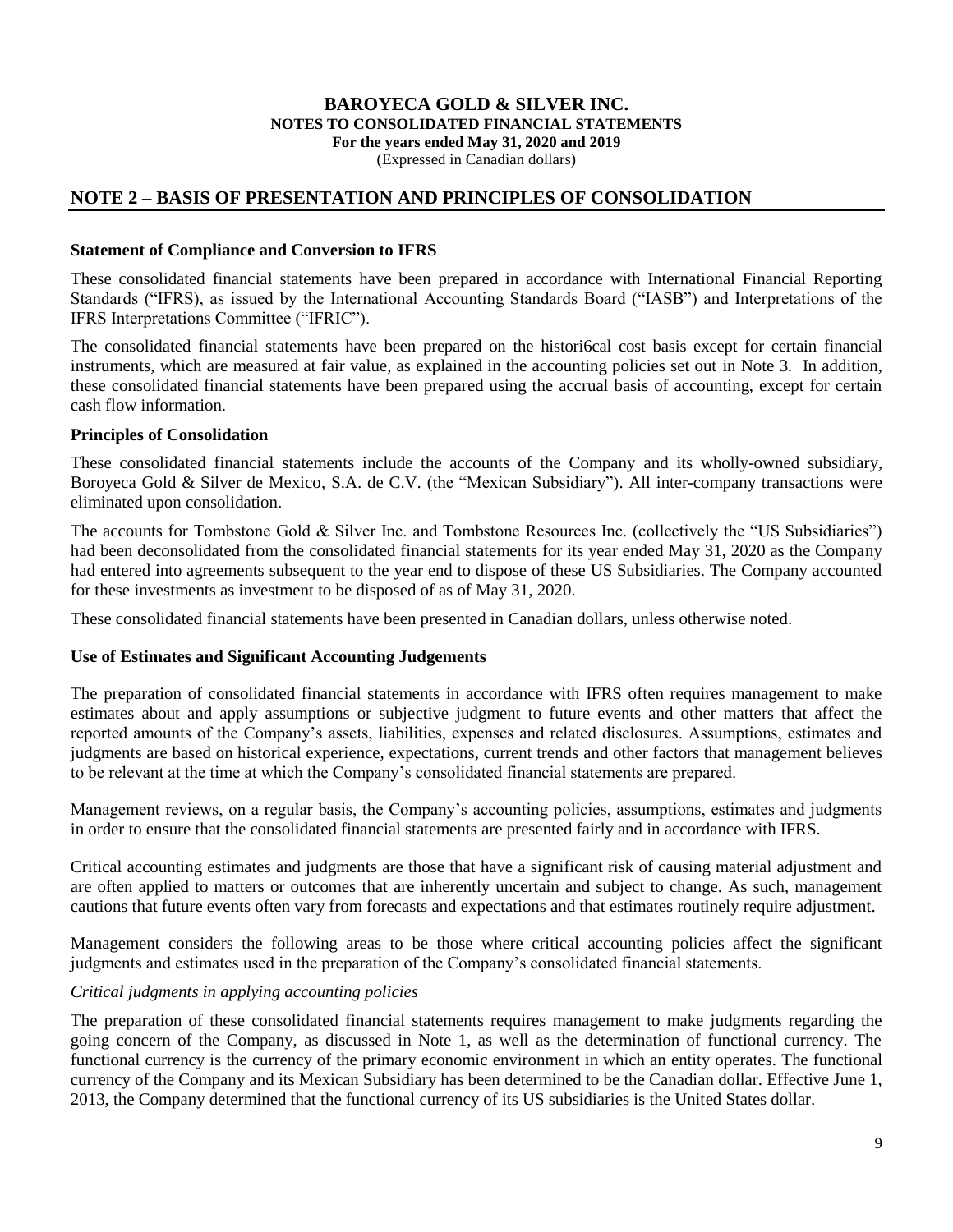# BAROYECA GOLD & SILVER INC.
**NOTES TO CONSOLIDATED FINANCIAL STATEMENTS**
**For the years ended May 31, 2020 and 2019**
(Expressed in Canadian dollars)

## NOTE 2 – BASIS OF PRESENTATION AND PRINCIPLES OF CONSOLIDATION

### Statement of Compliance and Conversion to IFRS

These consolidated financial statements have been prepared in accordance with International Financial Reporting Standards ("IFRS"), as issued by the International Accounting Standards Board ("IASB") and Interpretations of the IFRS Interpretations Committee ("IFRIC").

The consolidated financial statements have been prepared on the histori6cal cost basis except for certain financial instruments, which are measured at fair value, as explained in the accounting policies set out in Note 3. In addition, these consolidated financial statements have been prepared using the accrual basis of accounting, except for certain cash flow information.

### Principles of Consolidation

These consolidated financial statements include the accounts of the Company and its wholly-owned subsidiary, Boroyeca Gold & Silver de Mexico, S.A. de C.V. (the "Mexican Subsidiary"). All inter-company transactions were eliminated upon consolidation.

The accounts for Tombstone Gold & Silver Inc. and Tombstone Resources Inc. (collectively the "US Subsidiaries") had been deconsolidated from the consolidated financial statements for its year ended May 31, 2020 as the Company had entered into agreements subsequent to the year end to dispose of these US Subsidiaries. The Company accounted for these investments as investment to be disposed of as of May 31, 2020.

These consolidated financial statements have been presented in Canadian dollars, unless otherwise noted.

### Use of Estimates and Significant Accounting Judgements

The preparation of consolidated financial statements in accordance with IFRS often requires management to make estimates about and apply assumptions or subjective judgment to future events and other matters that affect the reported amounts of the Company's assets, liabilities, expenses and related disclosures. Assumptions, estimates and judgments are based on historical experience, expectations, current trends and other factors that management believes to be relevant at the time at which the Company's consolidated financial statements are prepared.

Management reviews, on a regular basis, the Company's accounting policies, assumptions, estimates and judgments in order to ensure that the consolidated financial statements are presented fairly and in accordance with IFRS.

Critical accounting estimates and judgments are those that have a significant risk of causing material adjustment and are often applied to matters or outcomes that are inherently uncertain and subject to change. As such, management cautions that future events often vary from forecasts and expectations and that estimates routinely require adjustment.

Management considers the following areas to be those where critical accounting policies affect the significant judgments and estimates used in the preparation of the Company's consolidated financial statements.

*Critical judgments in applying accounting policies*

The preparation of these consolidated financial statements requires management to make judgments regarding the going concern of the Company, as discussed in Note 1, as well as the determination of functional currency. The functional currency is the currency of the primary economic environment in which an entity operates. The functional currency of the Company and its Mexican Subsidiary has been determined to be the Canadian dollar. Effective June 1, 2013, the Company determined that the functional currency of its US subsidiaries is the United States dollar.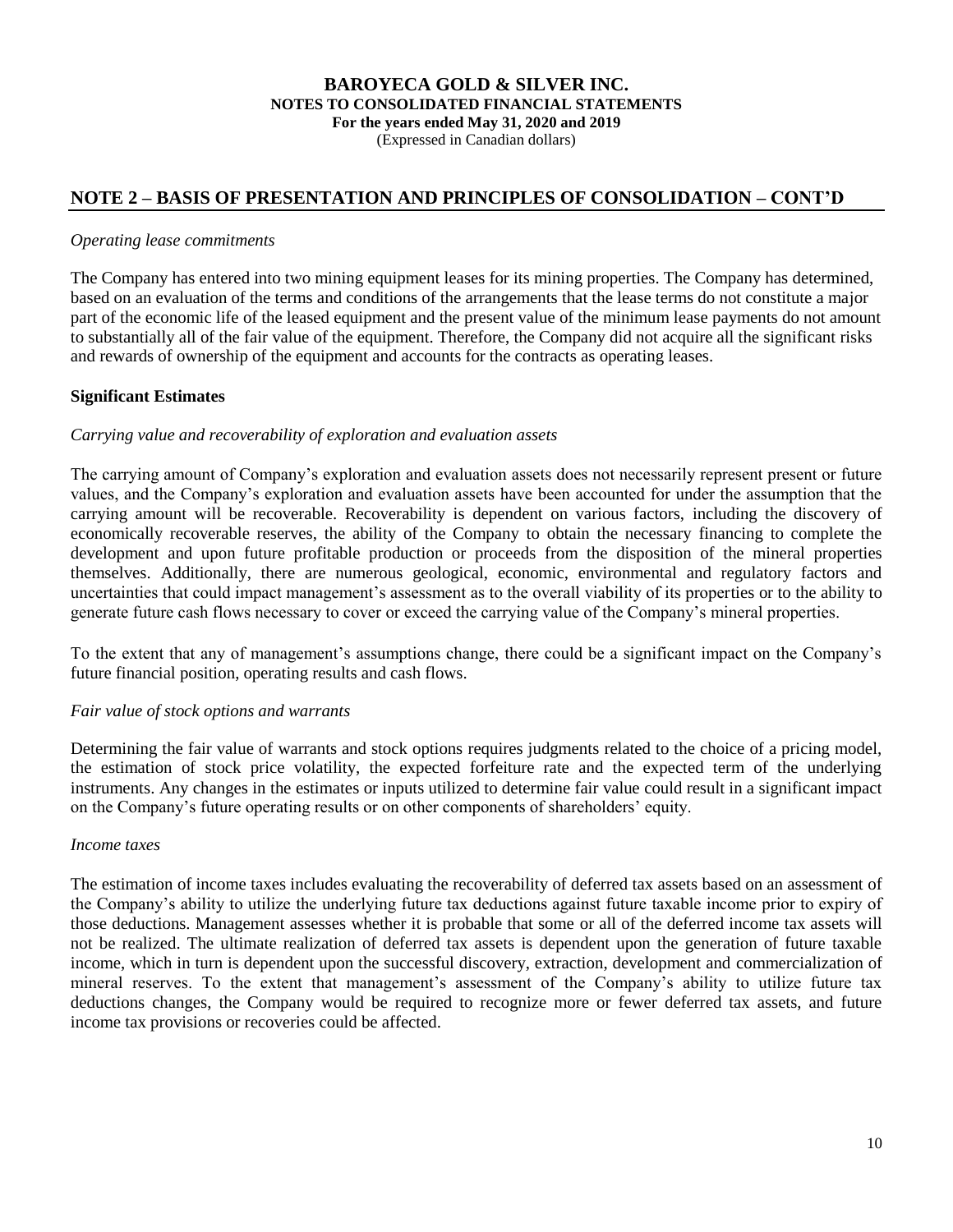## NOTE 2 – BASIS OF PRESENTATION AND PRINCIPLES OF CONSOLIDATION – CONT'D

*Operating lease commitments*

The Company has entered into two mining equipment leases for its mining properties. The Company has determined, based on an evaluation of the terms and conditions of the arrangements that the lease terms do not constitute a major part of the economic life of the leased equipment and the present value of the minimum lease payments do not amount to substantially all of the fair value of the equipment. Therefore, the Company did not acquire all the significant risks and rewards of ownership of the equipment and accounts for the contracts as operating leases.

**Significant Estimates**

*Carrying value and recoverability of exploration and evaluation assets*

The carrying amount of Company's exploration and evaluation assets does not necessarily represent present or future values, and the Company's exploration and evaluation assets have been accounted for under the assumption that the carrying amount will be recoverable. Recoverability is dependent on various factors, including the discovery of economically recoverable reserves, the ability of the Company to obtain the necessary financing to complete the development and upon future profitable production or proceeds from the disposition of the mineral properties themselves. Additionally, there are numerous geological, economic, environmental and regulatory factors and uncertainties that could impact management's assessment as to the overall viability of its properties or to the ability to generate future cash flows necessary to cover or exceed the carrying value of the Company's mineral properties.

To the extent that any of management's assumptions change, there could be a significant impact on the Company's future financial position, operating results and cash flows.

*Fair value of stock options and warrants*

Determining the fair value of warrants and stock options requires judgments related to the choice of a pricing model, the estimation of stock price volatility, the expected forfeiture rate and the expected term of the underlying instruments. Any changes in the estimates or inputs utilized to determine fair value could result in a significant impact on the Company's future operating results or on other components of shareholders' equity.

*Income taxes*

The estimation of income taxes includes evaluating the recoverability of deferred tax assets based on an assessment of the Company's ability to utilize the underlying future tax deductions against future taxable income prior to expiry of those deductions. Management assesses whether it is probable that some or all of the deferred income tax assets will not be realized. The ultimate realization of deferred tax assets is dependent upon the generation of future taxable income, which in turn is dependent upon the successful discovery, extraction, development and commercialization of mineral reserves. To the extent that management's assessment of the Company's ability to utilize future tax deductions changes, the Company would be required to recognize more or fewer deferred tax assets, and future income tax provisions or recoveries could be affected.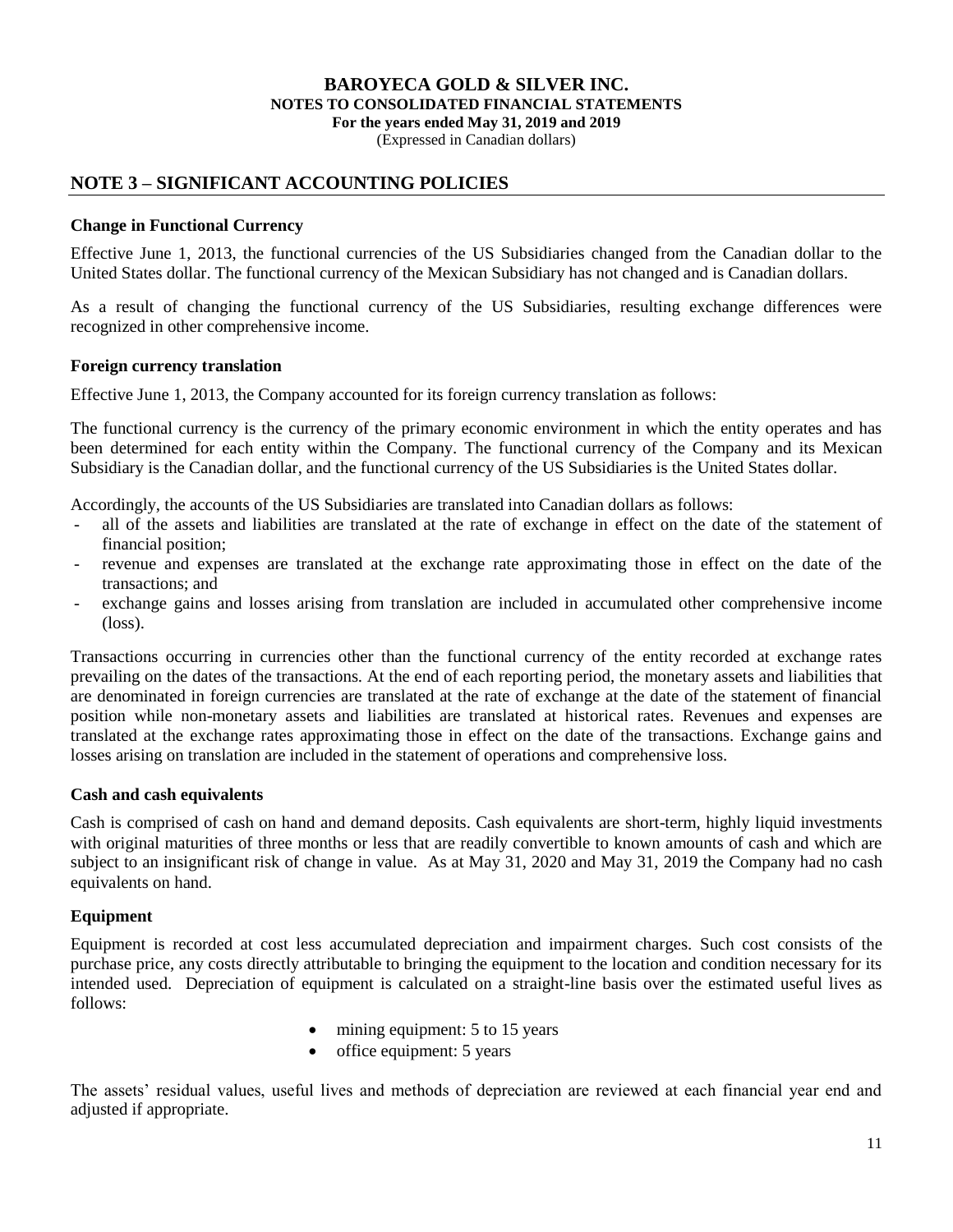# BAROYECA GOLD & SILVER INC.
**NOTES TO CONSOLIDATED FINANCIAL STATEMENTS**
**For the years ended May 31, 2019 and 2019**
(Expressed in Canadian dollars)

## NOTE 3 – SIGNIFICANT ACCOUNTING POLICIES

### Change in Functional Currency

Effective June 1, 2013, the functional currencies of the US Subsidiaries changed from the Canadian dollar to the United States dollar. The functional currency of the Mexican Subsidiary has not changed and is Canadian dollars.

As a result of changing the functional currency of the US Subsidiaries, resulting exchange differences were recognized in other comprehensive income.

### Foreign currency translation

Effective June 1, 2013, the Company accounted for its foreign currency translation as follows:

The functional currency is the currency of the primary economic environment in which the entity operates and has been determined for each entity within the Company. The functional currency of the Company and its Mexican Subsidiary is the Canadian dollar, and the functional currency of the US Subsidiaries is the United States dollar.

Accordingly, the accounts of the US Subsidiaries are translated into Canadian dollars as follows:

- all of the assets and liabilities are translated at the rate of exchange in effect on the date of the statement of financial position;
- revenue and expenses are translated at the exchange rate approximating those in effect on the date of the transactions; and
- exchange gains and losses arising from translation are included in accumulated other comprehensive income (loss).

Transactions occurring in currencies other than the functional currency of the entity recorded at exchange rates prevailing on the dates of the transactions. At the end of each reporting period, the monetary assets and liabilities that are denominated in foreign currencies are translated at the rate of exchange at the date of the statement of financial position while non-monetary assets and liabilities are translated at historical rates. Revenues and expenses are translated at the exchange rates approximating those in effect on the date of the transactions. Exchange gains and losses arising on translation are included in the statement of operations and comprehensive loss.

### Cash and cash equivalents

Cash is comprised of cash on hand and demand deposits. Cash equivalents are short-term, highly liquid investments with original maturities of three months or less that are readily convertible to known amounts of cash and which are subject to an insignificant risk of change in value. As at May 31, 2020 and May 31, 2019 the Company had no cash equivalents on hand.

### Equipment

Equipment is recorded at cost less accumulated depreciation and impairment charges. Such cost consists of the purchase price, any costs directly attributable to bringing the equipment to the location and condition necessary for its intended used. Depreciation of equipment is calculated on a straight-line basis over the estimated useful lives as follows:

- mining equipment: 5 to 15 years
- office equipment: 5 years

The assets' residual values, useful lives and methods of depreciation are reviewed at each financial year end and adjusted if appropriate.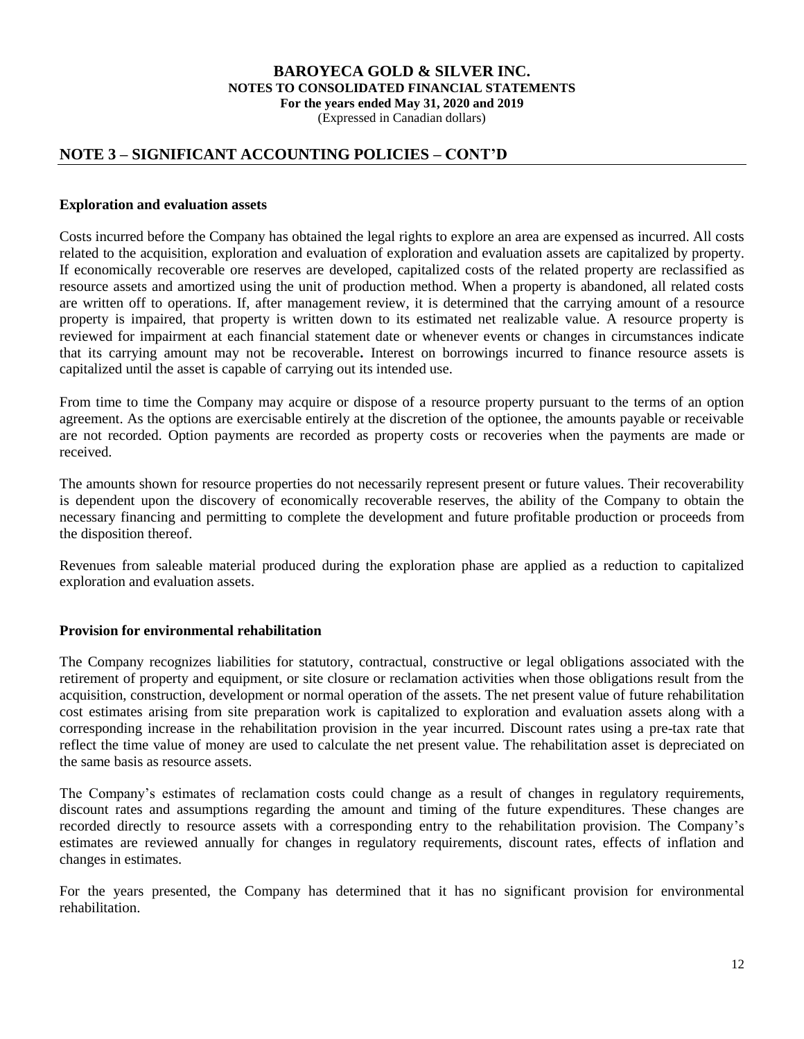## NOTE 3 – SIGNIFICANT ACCOUNTING POLICIES – CONT'D

### Exploration and evaluation assets

Costs incurred before the Company has obtained the legal rights to explore an area are expensed as incurred. All costs related to the acquisition, exploration and evaluation of exploration and evaluation assets are capitalized by property. If economically recoverable ore reserves are developed, capitalized costs of the related property are reclassified as resource assets and amortized using the unit of production method. When a property is abandoned, all related costs are written off to operations. If, after management review, it is determined that the carrying amount of a resource property is impaired, that property is written down to its estimated net realizable value. A resource property is reviewed for impairment at each financial statement date or whenever events or changes in circumstances indicate that its carrying amount may not be recoverable**.** Interest on borrowings incurred to finance resource assets is capitalized until the asset is capable of carrying out its intended use.

From time to time the Company may acquire or dispose of a resource property pursuant to the terms of an option agreement. As the options are exercisable entirely at the discretion of the optionee, the amounts payable or receivable are not recorded. Option payments are recorded as property costs or recoveries when the payments are made or received.

The amounts shown for resource properties do not necessarily represent present or future values. Their recoverability is dependent upon the discovery of economically recoverable reserves, the ability of the Company to obtain the necessary financing and permitting to complete the development and future profitable production or proceeds from the disposition thereof.

Revenues from saleable material produced during the exploration phase are applied as a reduction to capitalized exploration and evaluation assets.

### Provision for environmental rehabilitation

The Company recognizes liabilities for statutory, contractual, constructive or legal obligations associated with the retirement of property and equipment, or site closure or reclamation activities when those obligations result from the acquisition, construction, development or normal operation of the assets. The net present value of future rehabilitation cost estimates arising from site preparation work is capitalized to exploration and evaluation assets along with a corresponding increase in the rehabilitation provision in the year incurred. Discount rates using a pre-tax rate that reflect the time value of money are used to calculate the net present value. The rehabilitation asset is depreciated on the same basis as resource assets.

The Company's estimates of reclamation costs could change as a result of changes in regulatory requirements, discount rates and assumptions regarding the amount and timing of the future expenditures. These changes are recorded directly to resource assets with a corresponding entry to the rehabilitation provision. The Company's estimates are reviewed annually for changes in regulatory requirements, discount rates, effects of inflation and changes in estimates.

For the years presented, the Company has determined that it has no significant provision for environmental rehabilitation.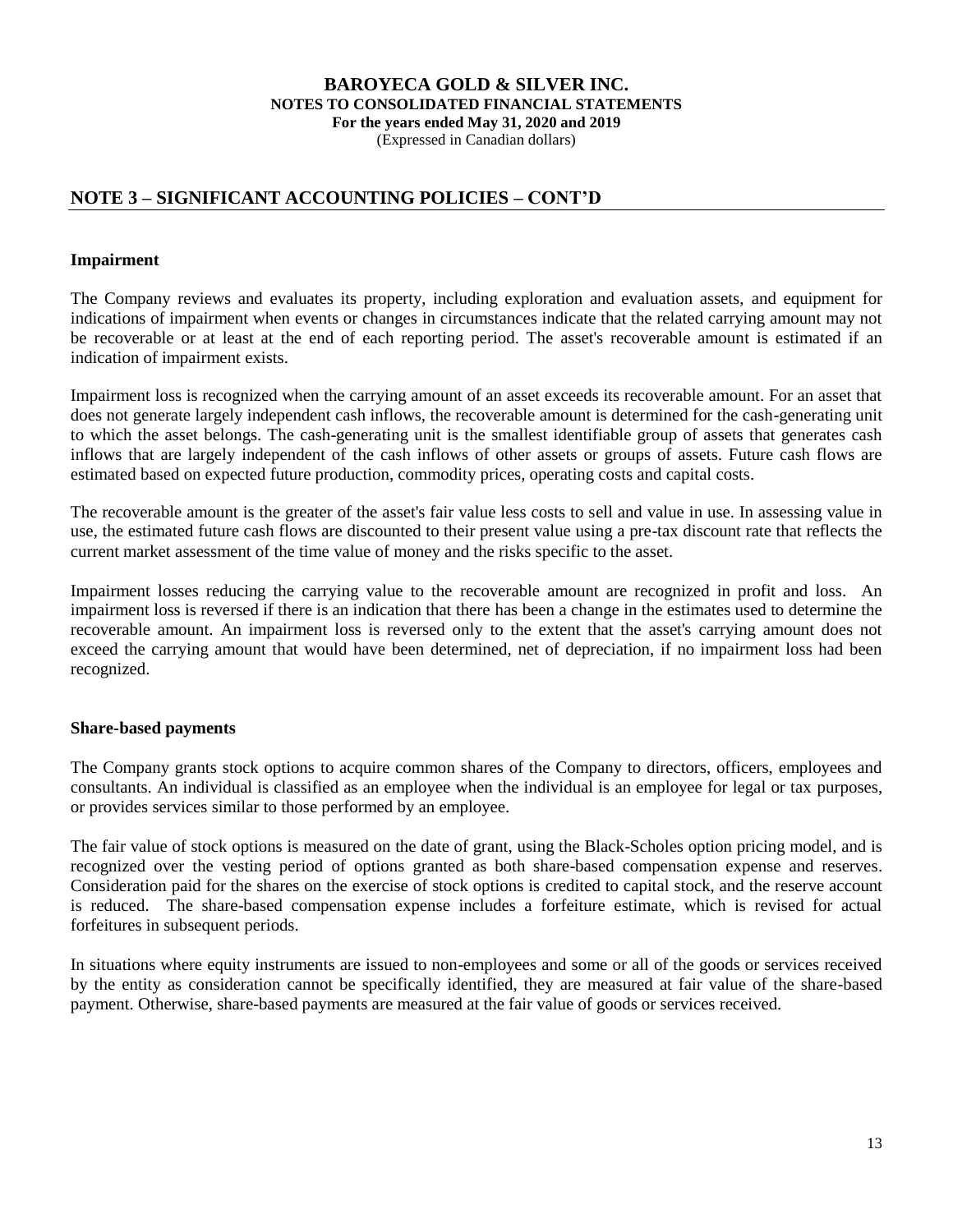## NOTE 3 – SIGNIFICANT ACCOUNTING POLICIES – CONT'D

### Impairment

The Company reviews and evaluates its property, including exploration and evaluation assets, and equipment for indications of impairment when events or changes in circumstances indicate that the related carrying amount may not be recoverable or at least at the end of each reporting period. The asset's recoverable amount is estimated if an indication of impairment exists.

Impairment loss is recognized when the carrying amount of an asset exceeds its recoverable amount. For an asset that does not generate largely independent cash inflows, the recoverable amount is determined for the cash-generating unit to which the asset belongs. The cash-generating unit is the smallest identifiable group of assets that generates cash inflows that are largely independent of the cash inflows of other assets or groups of assets. Future cash flows are estimated based on expected future production, commodity prices, operating costs and capital costs.

The recoverable amount is the greater of the asset's fair value less costs to sell and value in use. In assessing value in use, the estimated future cash flows are discounted to their present value using a pre-tax discount rate that reflects the current market assessment of the time value of money and the risks specific to the asset.

Impairment losses reducing the carrying value to the recoverable amount are recognized in profit and loss. An impairment loss is reversed if there is an indication that there has been a change in the estimates used to determine the recoverable amount. An impairment loss is reversed only to the extent that the asset's carrying amount does not exceed the carrying amount that would have been determined, net of depreciation, if no impairment loss had been recognized.

### Share-based payments

The Company grants stock options to acquire common shares of the Company to directors, officers, employees and consultants. An individual is classified as an employee when the individual is an employee for legal or tax purposes, or provides services similar to those performed by an employee.

The fair value of stock options is measured on the date of grant, using the Black-Scholes option pricing model, and is recognized over the vesting period of options granted as both share-based compensation expense and reserves. Consideration paid for the shares on the exercise of stock options is credited to capital stock, and the reserve account is reduced. The share-based compensation expense includes a forfeiture estimate, which is revised for actual forfeitures in subsequent periods.

In situations where equity instruments are issued to non-employees and some or all of the goods or services received by the entity as consideration cannot be specifically identified, they are measured at fair value of the share-based payment. Otherwise, share-based payments are measured at the fair value of goods or services received.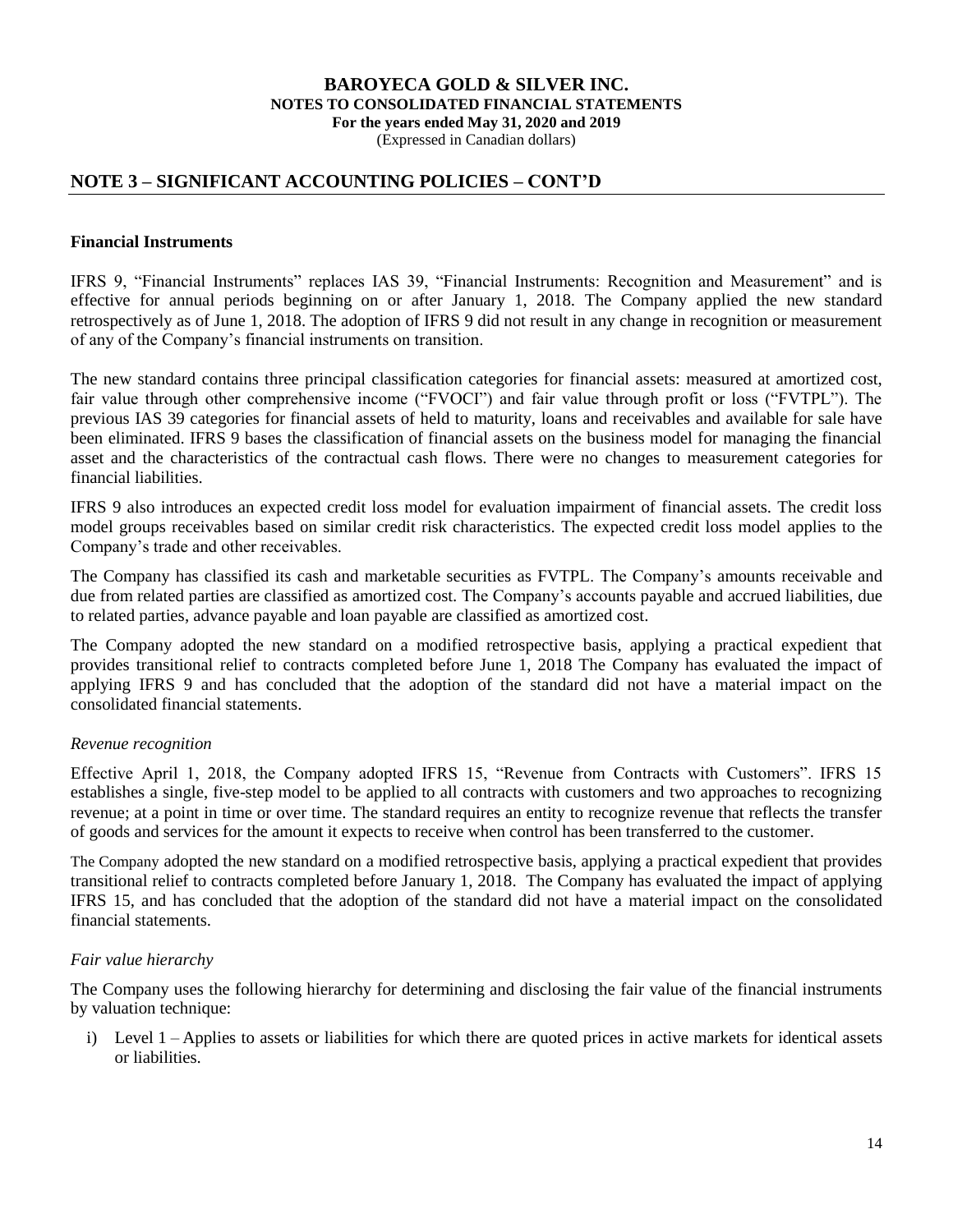## NOTE 3 – SIGNIFICANT ACCOUNTING POLICIES – CONT'D

### Financial Instruments

IFRS 9, "Financial Instruments" replaces IAS 39, "Financial Instruments: Recognition and Measurement" and is effective for annual periods beginning on or after January 1, 2018. The Company applied the new standard retrospectively as of June 1, 2018. The adoption of IFRS 9 did not result in any change in recognition or measurement of any of the Company's financial instruments on transition.

The new standard contains three principal classification categories for financial assets: measured at amortized cost, fair value through other comprehensive income ("FVOCI") and fair value through profit or loss ("FVTPL"). The previous IAS 39 categories for financial assets of held to maturity, loans and receivables and available for sale have been eliminated. IFRS 9 bases the classification of financial assets on the business model for managing the financial asset and the characteristics of the contractual cash flows. There were no changes to measurement categories for financial liabilities.

IFRS 9 also introduces an expected credit loss model for evaluation impairment of financial assets. The credit loss model groups receivables based on similar credit risk characteristics. The expected credit loss model applies to the Company's trade and other receivables.

The Company has classified its cash and marketable securities as FVTPL. The Company's amounts receivable and due from related parties are classified as amortized cost. The Company's accounts payable and accrued liabilities, due to related parties, advance payable and loan payable are classified as amortized cost.

The Company adopted the new standard on a modified retrospective basis, applying a practical expedient that provides transitional relief to contracts completed before June 1, 2018 The Company has evaluated the impact of applying IFRS 9 and has concluded that the adoption of the standard did not have a material impact on the consolidated financial statements.

*Revenue recognition*

Effective April 1, 2018, the Company adopted IFRS 15, "Revenue from Contracts with Customers". IFRS 15 establishes a single, five-step model to be applied to all contracts with customers and two approaches to recognizing revenue; at a point in time or over time. The standard requires an entity to recognize revenue that reflects the transfer of goods and services for the amount it expects to receive when control has been transferred to the customer.

The Company adopted the new standard on a modified retrospective basis, applying a practical expedient that provides transitional relief to contracts completed before January 1, 2018. The Company has evaluated the impact of applying IFRS 15, and has concluded that the adoption of the standard did not have a material impact on the consolidated financial statements.

*Fair value hierarchy*

The Company uses the following hierarchy for determining and disclosing the fair value of the financial instruments by valuation technique:

i) Level 1 – Applies to assets or liabilities for which there are quoted prices in active markets for identical assets or liabilities.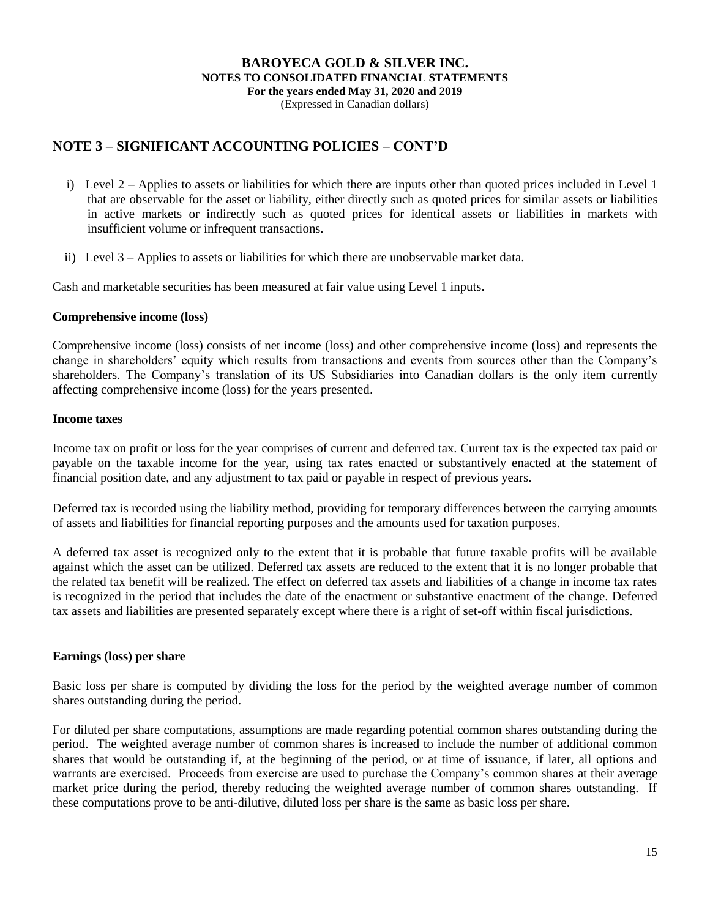## NOTE 3 – SIGNIFICANT ACCOUNTING POLICIES – CONT'D

i) Level 2 – Applies to assets or liabilities for which there are inputs other than quoted prices included in Level 1 that are observable for the asset or liability, either directly such as quoted prices for similar assets or liabilities in active markets or indirectly such as quoted prices for identical assets or liabilities in markets with insufficient volume or infrequent transactions.

ii) Level 3 – Applies to assets or liabilities for which there are unobservable market data.

Cash and marketable securities has been measured at fair value using Level 1 inputs.

**Comprehensive income (loss)**

Comprehensive income (loss) consists of net income (loss) and other comprehensive income (loss) and represents the change in shareholders' equity which results from transactions and events from sources other than the Company's shareholders. The Company's translation of its US Subsidiaries into Canadian dollars is the only item currently affecting comprehensive income (loss) for the years presented.

**Income taxes**

Income tax on profit or loss for the year comprises of current and deferred tax. Current tax is the expected tax paid or payable on the taxable income for the year, using tax rates enacted or substantively enacted at the statement of financial position date, and any adjustment to tax paid or payable in respect of previous years.

Deferred tax is recorded using the liability method, providing for temporary differences between the carrying amounts of assets and liabilities for financial reporting purposes and the amounts used for taxation purposes.

A deferred tax asset is recognized only to the extent that it is probable that future taxable profits will be available against which the asset can be utilized. Deferred tax assets are reduced to the extent that it is no longer probable that the related tax benefit will be realized. The effect on deferred tax assets and liabilities of a change in income tax rates is recognized in the period that includes the date of the enactment or substantive enactment of the change. Deferred tax assets and liabilities are presented separately except where there is a right of set-off within fiscal jurisdictions.

**Earnings (loss) per share**

Basic loss per share is computed by dividing the loss for the period by the weighted average number of common shares outstanding during the period.

For diluted per share computations, assumptions are made regarding potential common shares outstanding during the period. The weighted average number of common shares is increased to include the number of additional common shares that would be outstanding if, at the beginning of the period, or at time of issuance, if later, all options and warrants are exercised. Proceeds from exercise are used to purchase the Company's common shares at their average market price during the period, thereby reducing the weighted average number of common shares outstanding. If these computations prove to be anti-dilutive, diluted loss per share is the same as basic loss per share.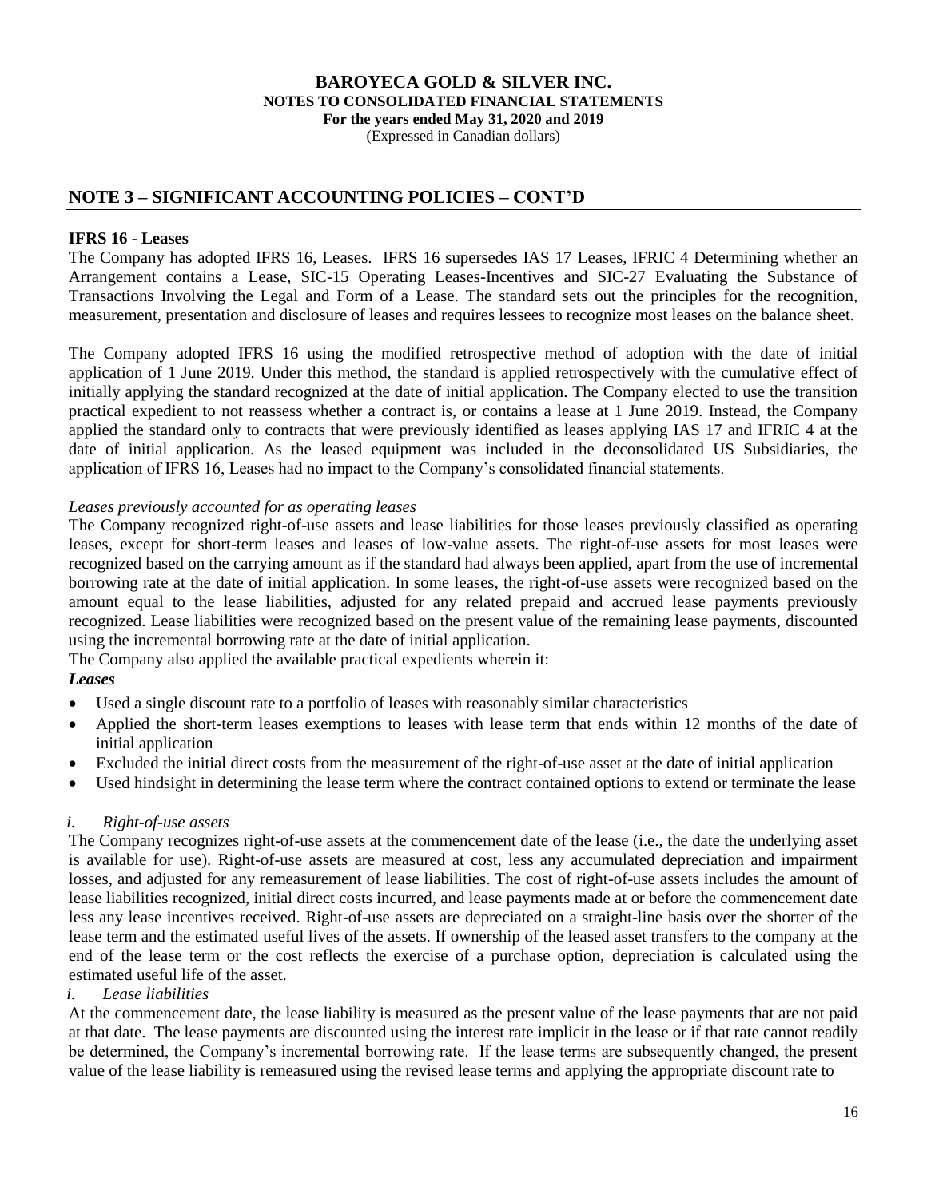## NOTE 3 – SIGNIFICANT ACCOUNTING POLICIES – CONT'D

**IFRS 16 - Leases**

The Company has adopted IFRS 16, Leases. IFRS 16 supersedes IAS 17 Leases, IFRIC 4 Determining whether an Arrangement contains a Lease, SIC-15 Operating Leases-Incentives and SIC-27 Evaluating the Substance of Transactions Involving the Legal and Form of a Lease. The standard sets out the principles for the recognition, measurement, presentation and disclosure of leases and requires lessees to recognize most leases on the balance sheet.

The Company adopted IFRS 16 using the modified retrospective method of adoption with the date of initial application of 1 June 2019. Under this method, the standard is applied retrospectively with the cumulative effect of initially applying the standard recognized at the date of initial application. The Company elected to use the transition practical expedient to not reassess whether a contract is, or contains a lease at 1 June 2019. Instead, the Company applied the standard only to contracts that were previously identified as leases applying IAS 17 and IFRIC 4 at the date of initial application. As the leased equipment was included in the deconsolidated US Subsidiaries, the application of IFRS 16, Leases had no impact to the Company's consolidated financial statements.

*Leases previously accounted for as operating leases*

The Company recognized right-of-use assets and lease liabilities for those leases previously classified as operating leases, except for short-term leases and leases of low-value assets. The right-of-use assets for most leases were recognized based on the carrying amount as if the standard had always been applied, apart from the use of incremental borrowing rate at the date of initial application. In some leases, the right-of-use assets were recognized based on the amount equal to the lease liabilities, adjusted for any related prepaid and accrued lease payments previously recognized. Lease liabilities were recognized based on the present value of the remaining lease payments, discounted using the incremental borrowing rate at the date of initial application.

The Company also applied the available practical expedients wherein it:

***Leases***

- Used a single discount rate to a portfolio of leases with reasonably similar characteristics
- Applied the short-term leases exemptions to leases with lease term that ends within 12 months of the date of initial application
- Excluded the initial direct costs from the measurement of the right-of-use asset at the date of initial application
- Used hindsight in determining the lease term where the contract contained options to extend or terminate the lease

*i. Right-of-use assets*

The Company recognizes right-of-use assets at the commencement date of the lease (i.e., the date the underlying asset is available for use). Right-of-use assets are measured at cost, less any accumulated depreciation and impairment losses, and adjusted for any remeasurement of lease liabilities. The cost of right-of-use assets includes the amount of lease liabilities recognized, initial direct costs incurred, and lease payments made at or before the commencement date less any lease incentives received. Right-of-use assets are depreciated on a straight-line basis over the shorter of the lease term and the estimated useful lives of the assets. If ownership of the leased asset transfers to the company at the end of the lease term or the cost reflects the exercise of a purchase option, depreciation is calculated using the estimated useful life of the asset.

*i. Lease liabilities*

At the commencement date, the lease liability is measured as the present value of the lease payments that are not paid at that date. The lease payments are discounted using the interest rate implicit in the lease or if that rate cannot readily be determined, the Company's incremental borrowing rate. If the lease terms are subsequently changed, the present value of the lease liability is remeasured using the revised lease terms and applying the appropriate discount rate to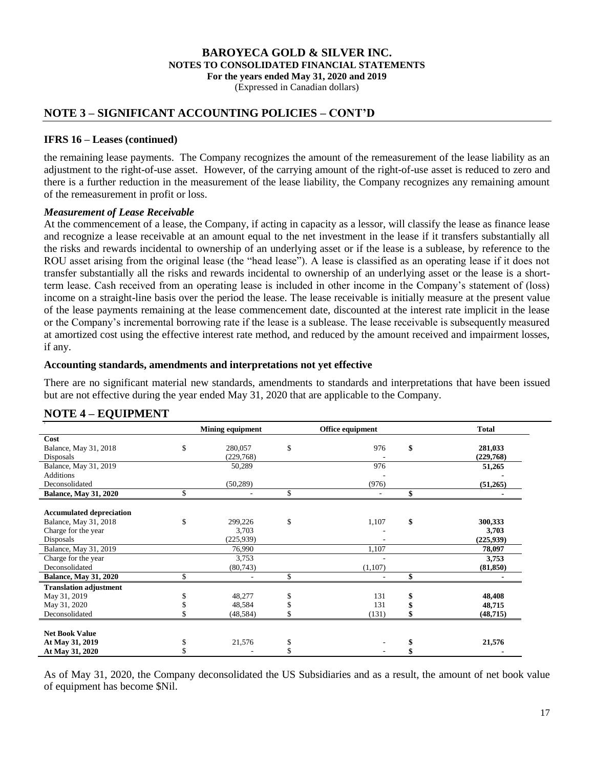## NOTE 3 – SIGNIFICANT ACCOUNTING POLICIES – CONT'D

### IFRS 16 – Leases (continued)

the remaining lease payments. The Company recognizes the amount of the remeasurement of the lease liability as an adjustment to the right-of-use asset. However, of the carrying amount of the right-of-use asset is reduced to zero and there is a further reduction in the measurement of the lease liability, the Company recognizes any remaining amount of the remeasurement in profit or loss.

***Measurement of Lease Receivable***

At the commencement of a lease, the Company, if acting in capacity as a lessor, will classify the lease as finance lease and recognize a lease receivable at an amount equal to the net investment in the lease if it transfers substantially all the risks and rewards incidental to ownership of an underlying asset or if the lease is a sublease, by reference to the ROU asset arising from the original lease (the "head lease"). A lease is classified as an operating lease if it does not transfer substantially all the risks and rewards incidental to ownership of an underlying asset or the lease is a short-term lease. Cash received from an operating lease is included in other income in the Company's statement of (loss) income on a straight-line basis over the period the lease. The lease receivable is initially measure at the present value of the lease payments remaining at the lease commencement date, discounted at the interest rate implicit in the lease or the Company's incremental borrowing rate if the lease is a sublease. The lease receivable is subsequently measured at amortized cost using the effective interest rate method, and reduced by the amount received and impairment losses, if any.

### Accounting standards, amendments and interpretations not yet effective

There are no significant material new standards, amendments to standards and interpretations that have been issued but are not effective during the year ended May 31, 2020 that are applicable to the Company.

## NOTE 4 – EQUIPMENT

| | Mining equipment | Office equipment | Total |
|---|---|---|---|
| **Cost** | | | |
| Balance, May 31, 2018 | $ 280,057 | $ 976 | **$ 281,033** |
| Disposals | (229,768) | - | **(229,768)** |
| Balance, May 31, 2019 | 50,289 | 976 | **51,265** |
| Additions | | - | **-** |
| Deconsolidated | (50,289) | (976) | **(51,265)** |
| **Balance, May 31, 2020** | $ - | $ - | **$ -** |
| | | | |
| **Accumulated depreciation** | | | |
| Balance, May 31, 2018 | $ 299,226 | $ 1,107 | **$ 300,333** |
| Charge for the year | 3,703 | - | **3,703** |
| Disposals | (225,939) | - | **(225,939)** |
| Balance, May 31, 2019 | 76,990 | 1,107 | **78,097** |
| Charge for the year | 3,753 | - | **3,753** |
| Deconsolidated | (80,743) | (1,107) | **(81,850)** |
| **Balance, May 31, 2020** | $ - | $ - | **$ -** |
| **Translation adjustment** | | | |
| May 31, 2019 | $ 48,277 | $ 131 | **$ 48,408** |
| May 31, 2020 | $ 48,584 | $ 131 | **$ 48,715** |
| Deconsolidated | $ (48,584) | $ (131) | **$ (48,715)** |
| | | | |
| **Net Book Value** | | | |
| **At May 31, 2019** | $ 21,576 | $ - | **$ 21,576** |
| **At May 31, 2020** | $ - | $ - | **$ -** |

As of May 31, 2020, the Company deconsolidated the US Subsidiaries and as a result, the amount of net book value of equipment has become $Nil.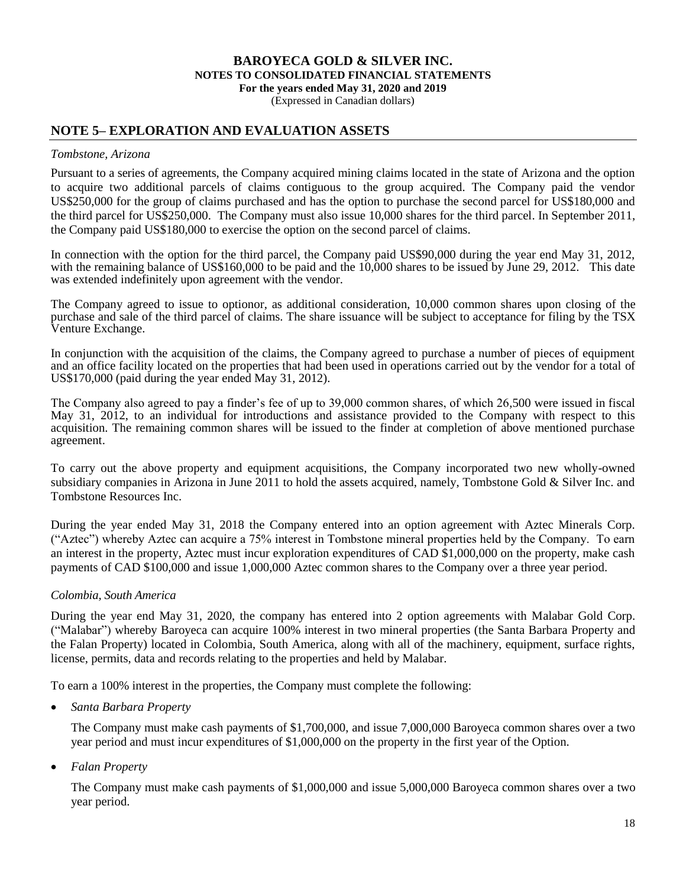## NOTE 5– EXPLORATION AND EVALUATION ASSETS

*Tombstone, Arizona*

Pursuant to a series of agreements, the Company acquired mining claims located in the state of Arizona and the option to acquire two additional parcels of claims contiguous to the group acquired. The Company paid the vendor US$250,000 for the group of claims purchased and has the option to purchase the second parcel for US$180,000 and the third parcel for US$250,000. The Company must also issue 10,000 shares for the third parcel. In September 2011, the Company paid US$180,000 to exercise the option on the second parcel of claims.

In connection with the option for the third parcel, the Company paid US$90,000 during the year end May 31, 2012, with the remaining balance of US$160,000 to be paid and the 10,000 shares to be issued by June 29, 2012. This date was extended indefinitely upon agreement with the vendor.

The Company agreed to issue to optionor, as additional consideration, 10,000 common shares upon closing of the purchase and sale of the third parcel of claims. The share issuance will be subject to acceptance for filing by the TSX Venture Exchange.

In conjunction with the acquisition of the claims, the Company agreed to purchase a number of pieces of equipment and an office facility located on the properties that had been used in operations carried out by the vendor for a total of US$170,000 (paid during the year ended May 31, 2012).

The Company also agreed to pay a finder's fee of up to 39,000 common shares, of which 26,500 were issued in fiscal May 31, 2012, to an individual for introductions and assistance provided to the Company with respect to this acquisition. The remaining common shares will be issued to the finder at completion of above mentioned purchase agreement.

To carry out the above property and equipment acquisitions, the Company incorporated two new wholly-owned subsidiary companies in Arizona in June 2011 to hold the assets acquired, namely, Tombstone Gold & Silver Inc. and Tombstone Resources Inc.

During the year ended May 31, 2018 the Company entered into an option agreement with Aztec Minerals Corp. ("Aztec") whereby Aztec can acquire a 75% interest in Tombstone mineral properties held by the Company. To earn an interest in the property, Aztec must incur exploration expenditures of CAD $1,000,000 on the property, make cash payments of CAD $100,000 and issue 1,000,000 Aztec common shares to the Company over a three year period.

*Colombia, South America*

During the year end May 31, 2020, the company has entered into 2 option agreements with Malabar Gold Corp. ("Malabar") whereby Baroyeca can acquire 100% interest in two mineral properties (the Santa Barbara Property and the Falan Property) located in Colombia, South America, along with all of the machinery, equipment, surface rights, license, permits, data and records relating to the properties and held by Malabar.

To earn a 100% interest in the properties, the Company must complete the following:

- *Santa Barbara Property*

  The Company must make cash payments of $1,700,000, and issue 7,000,000 Baroyeca common shares over a two year period and must incur expenditures of $1,000,000 on the property in the first year of the Option.

- *Falan Property*

  The Company must make cash payments of $1,000,000 and issue 5,000,000 Baroyeca common shares over a two year period.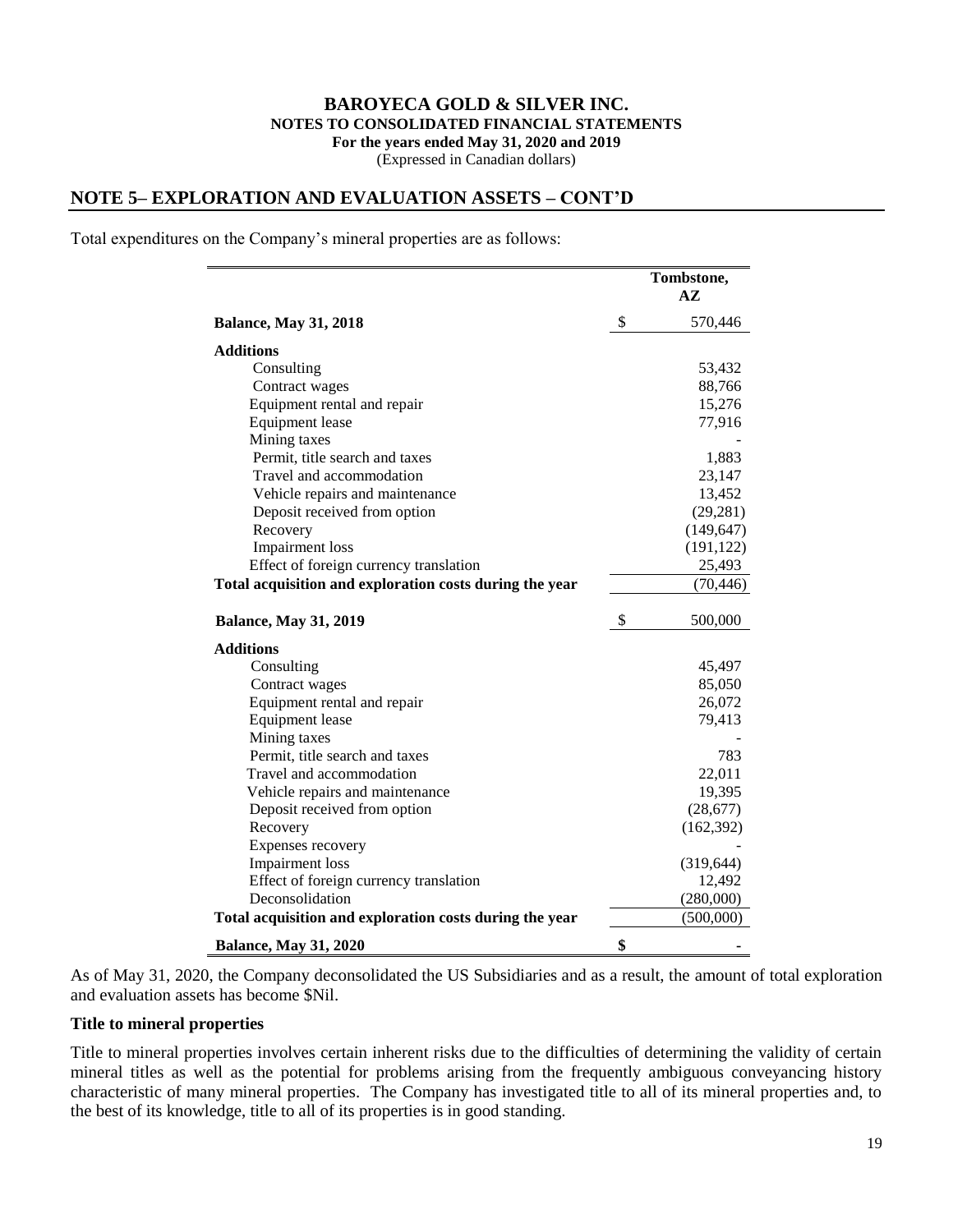**BAROYECA GOLD & SILVER INC.**
**NOTES TO CONSOLIDATED FINANCIAL STATEMENTS**
**For the years ended May 31, 2020 and 2019**
(Expressed in Canadian dollars)

## NOTE 5– EXPLORATION AND EVALUATION ASSETS – CONT'D

Total expenditures on the Company's mineral properties are as follows:

| | Tombstone, AZ |
|---|---|
| **Balance, May 31, 2018** | $ 570,446 |
| **Additions** | |
| Consulting | 53,432 |
| Contract wages | 88,766 |
| Equipment rental and repair | 15,276 |
| Equipment lease | 77,916 |
| Mining taxes | - |
| Permit, title search and taxes | 1,883 |
| Travel and accommodation | 23,147 |
| Vehicle repairs and maintenance | 13,452 |
| Deposit received from option | (29,281) |
| Recovery | (149,647) |
| Impairment loss | (191,122) |
| Effect of foreign currency translation | 25,493 |
| **Total acquisition and exploration costs during the year** | (70,446) |
| **Balance, May 31, 2019** | $ 500,000 |
| **Additions** | |
| Consulting | 45,497 |
| Contract wages | 85,050 |
| Equipment rental and repair | 26,072 |
| Equipment lease | 79,413 |
| Mining taxes | - |
| Permit, title search and taxes | 783 |
| Travel and accommodation | 22,011 |
| Vehicle repairs and maintenance | 19,395 |
| Deposit received from option | (28,677) |
| Recovery | (162,392) |
| Expenses recovery | - |
| Impairment loss | (319,644) |
| Effect of foreign currency translation | 12,492 |
| Deconsolidation | (280,000) |
| **Total acquisition and exploration costs during the year** | (500,000) |
| **Balance, May 31, 2020** | **$ -** |

As of May 31, 2020, the Company deconsolidated the US Subsidiaries and as a result, the amount of total exploration and evaluation assets has become $Nil.

### Title to mineral properties

Title to mineral properties involves certain inherent risks due to the difficulties of determining the validity of certain mineral titles as well as the potential for problems arising from the frequently ambiguous conveyancing history characteristic of many mineral properties. The Company has investigated title to all of its mineral properties and, to the best of its knowledge, title to all of its properties is in good standing.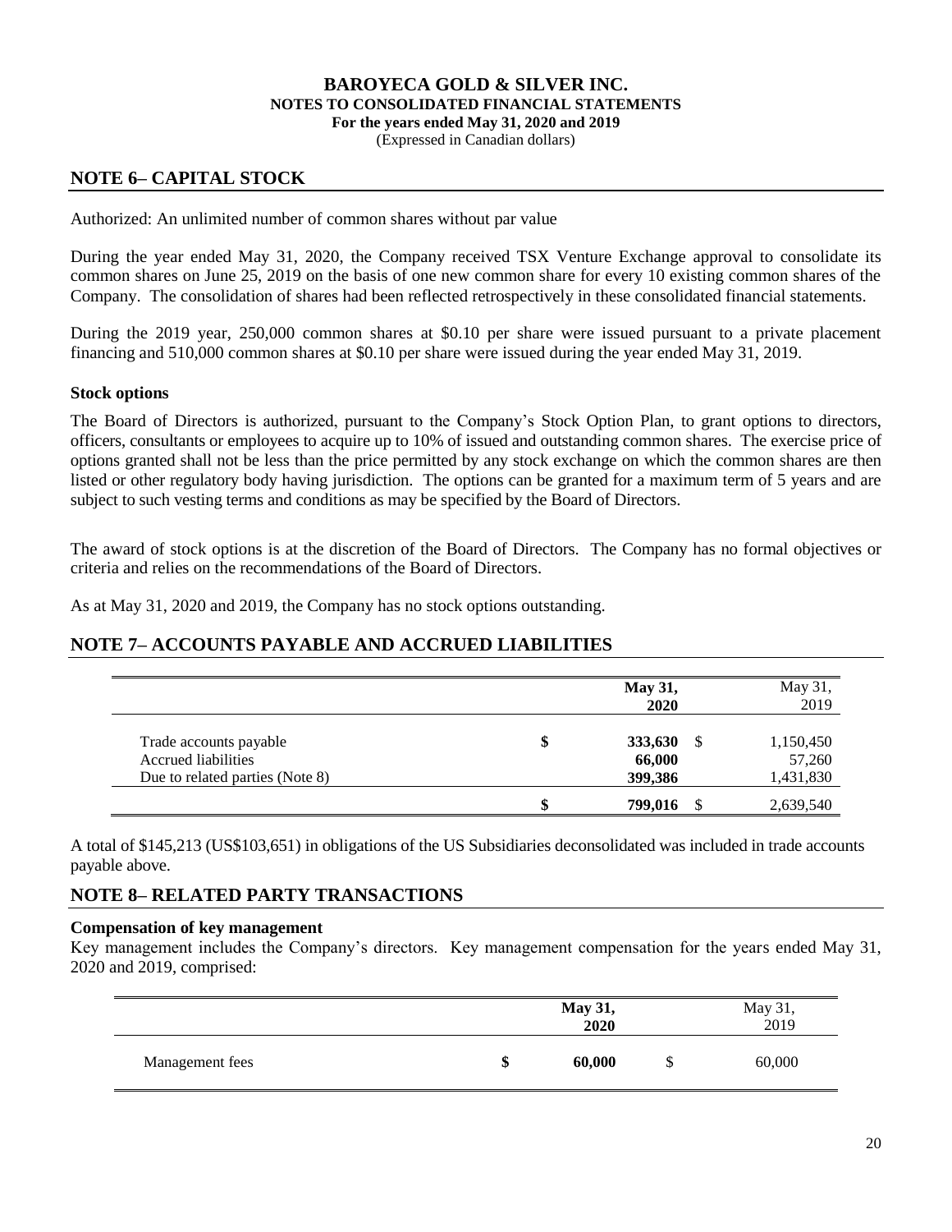# BAROYECA GOLD & SILVER INC.
## NOTES TO CONSOLIDATED FINANCIAL STATEMENTS
### For the years ended May 31, 2020 and 2019
(Expressed in Canadian dollars)

## NOTE 6– CAPITAL STOCK

Authorized: An unlimited number of common shares without par value

During the year ended May 31, 2020, the Company received TSX Venture Exchange approval to consolidate its common shares on June 25, 2019 on the basis of one new common share for every 10 existing common shares of the Company. The consolidation of shares had been reflected retrospectively in these consolidated financial statements.

During the 2019 year, 250,000 common shares at $0.10 per share were issued pursuant to a private placement financing and 510,000 common shares at $0.10 per share were issued during the year ended May 31, 2019.

**Stock options**

The Board of Directors is authorized, pursuant to the Company's Stock Option Plan, to grant options to directors, officers, consultants or employees to acquire up to 10% of issued and outstanding common shares. The exercise price of options granted shall not be less than the price permitted by any stock exchange on which the common shares are then listed or other regulatory body having jurisdiction. The options can be granted for a maximum term of 5 years and are subject to such vesting terms and conditions as may be specified by the Board of Directors.

The award of stock options is at the discretion of the Board of Directors. The Company has no formal objectives or criteria and relies on the recommendations of the Board of Directors.

As at May 31, 2020 and 2019, the Company has no stock options outstanding.

## NOTE 7– ACCOUNTS PAYABLE AND ACCRUED LIABILITIES

| | **May 31, 2020** | May 31, 2019 |
|---|---|---|
| Trade accounts payable | **$ 333,630** | $ 1,150,450 |
| Accrued liabilities | **66,000** | 57,260 |
| Due to related parties (Note 8) | **399,386** | 1,431,830 |
| | **$ 799,016** | $ 2,639,540 |

A total of $145,213 (US$103,651) in obligations of the US Subsidiaries deconsolidated was included in trade accounts payable above.

## NOTE 8– RELATED PARTY TRANSACTIONS

**Compensation of key management**

Key management includes the Company's directors. Key management compensation for the years ended May 31, 2020 and 2019, comprised:

| | **May 31, 2020** | May 31, 2019 |
|---|---|---|
| Management fees | **$ 60,000** | $ 60,000 |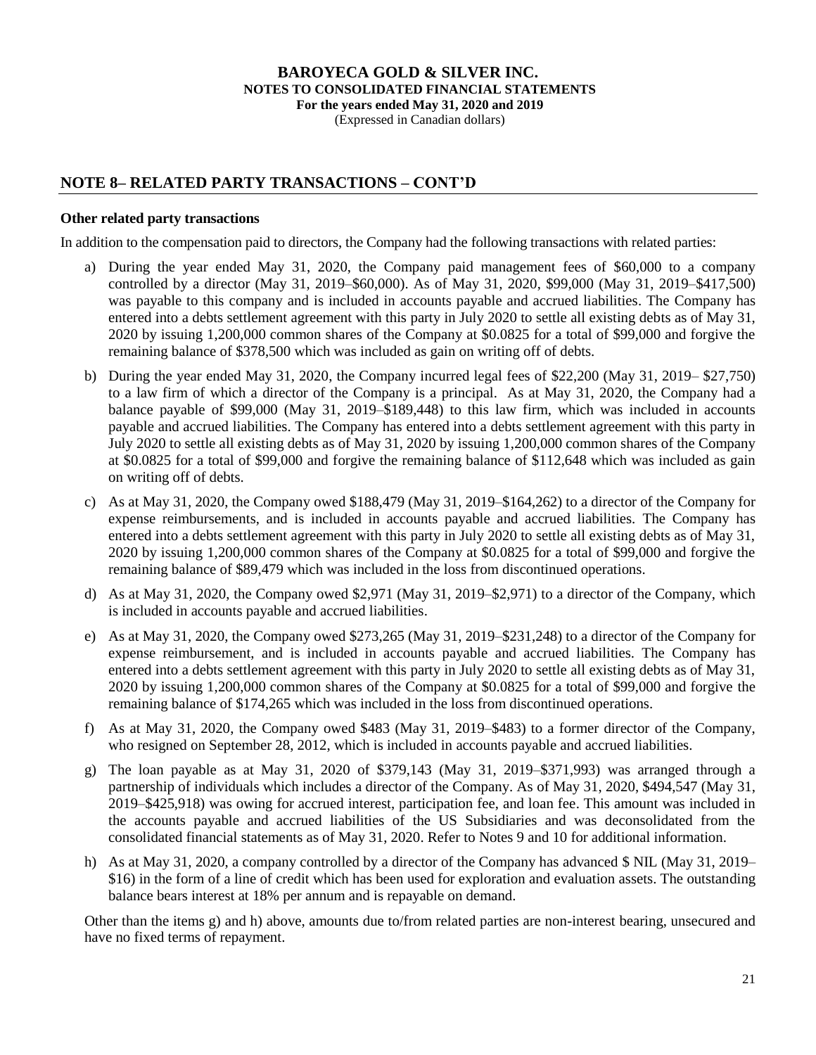## NOTE 8– RELATED PARTY TRANSACTIONS – CONT'D

**Other related party transactions**

In addition to the compensation paid to directors, the Company had the following transactions with related parties:

a) During the year ended May 31, 2020, the Company paid management fees of \$60,000 to a company controlled by a director (May 31, 2019–\$60,000). As of May 31, 2020, \$99,000 (May 31, 2019–\$417,500) was payable to this company and is included in accounts payable and accrued liabilities. The Company has entered into a debts settlement agreement with this party in July 2020 to settle all existing debts as of May 31, 2020 by issuing 1,200,000 common shares of the Company at \$0.0825 for a total of \$99,000 and forgive the remaining balance of \$378,500 which was included as gain on writing off of debts.

b) During the year ended May 31, 2020, the Company incurred legal fees of \$22,200 (May 31, 2019– \$27,750) to a law firm of which a director of the Company is a principal. As at May 31, 2020, the Company had a balance payable of \$99,000 (May 31, 2019–\$189,448) to this law firm, which was included in accounts payable and accrued liabilities. The Company has entered into a debts settlement agreement with this party in July 2020 to settle all existing debts as of May 31, 2020 by issuing 1,200,000 common shares of the Company at \$0.0825 for a total of \$99,000 and forgive the remaining balance of \$112,648 which was included as gain on writing off of debts.

c) As at May 31, 2020, the Company owed \$188,479 (May 31, 2019–\$164,262) to a director of the Company for expense reimbursements, and is included in accounts payable and accrued liabilities. The Company has entered into a debts settlement agreement with this party in July 2020 to settle all existing debts as of May 31, 2020 by issuing 1,200,000 common shares of the Company at \$0.0825 for a total of \$99,000 and forgive the remaining balance of \$89,479 which was included in the loss from discontinued operations.

d) As at May 31, 2020, the Company owed \$2,971 (May 31, 2019–\$2,971) to a director of the Company, which is included in accounts payable and accrued liabilities.

e) As at May 31, 2020, the Company owed \$273,265 (May 31, 2019–\$231,248) to a director of the Company for expense reimbursement, and is included in accounts payable and accrued liabilities. The Company has entered into a debts settlement agreement with this party in July 2020 to settle all existing debts as of May 31, 2020 by issuing 1,200,000 common shares of the Company at \$0.0825 for a total of \$99,000 and forgive the remaining balance of \$174,265 which was included in the loss from discontinued operations.

f) As at May 31, 2020, the Company owed \$483 (May 31, 2019–\$483) to a former director of the Company, who resigned on September 28, 2012, which is included in accounts payable and accrued liabilities.

g) The loan payable as at May 31, 2020 of \$379,143 (May 31, 2019–\$371,993) was arranged through a partnership of individuals which includes a director of the Company. As of May 31, 2020, \$494,547 (May 31, 2019–\$425,918) was owing for accrued interest, participation fee, and loan fee. This amount was included in the accounts payable and accrued liabilities of the US Subsidiaries and was deconsolidated from the consolidated financial statements as of May 31, 2020. Refer to Notes 9 and 10 for additional information.

h) As at May 31, 2020, a company controlled by a director of the Company has advanced \$ NIL (May 31, 2019– \$16) in the form of a line of credit which has been used for exploration and evaluation assets. The outstanding balance bears interest at 18% per annum and is repayable on demand.

Other than the items g) and h) above, amounts due to/from related parties are non-interest bearing, unsecured and have no fixed terms of repayment.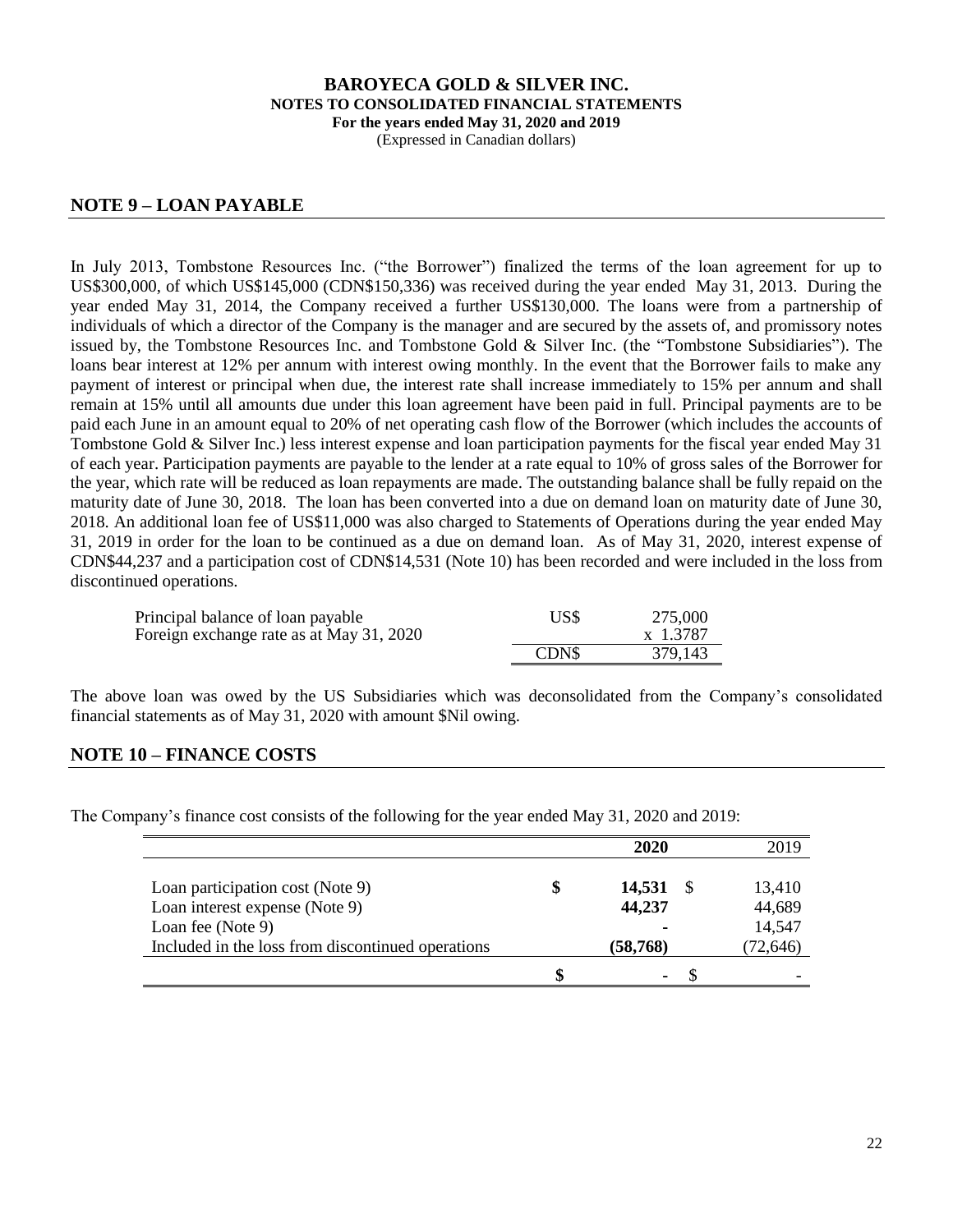## NOTE 9 – LOAN PAYABLE

In July 2013, Tombstone Resources Inc. ("the Borrower") finalized the terms of the loan agreement for up to US$300,000, of which US$145,000 (CDN$150,336) was received during the year ended May 31, 2013. During the year ended May 31, 2014, the Company received a further US$130,000. The loans were from a partnership of individuals of which a director of the Company is the manager and are secured by the assets of, and promissory notes issued by, the Tombstone Resources Inc. and Tombstone Gold & Silver Inc. (the "Tombstone Subsidiaries"). The loans bear interest at 12% per annum with interest owing monthly. In the event that the Borrower fails to make any payment of interest or principal when due, the interest rate shall increase immediately to 15% per annum and shall remain at 15% until all amounts due under this loan agreement have been paid in full. Principal payments are to be paid each June in an amount equal to 20% of net operating cash flow of the Borrower (which includes the accounts of Tombstone Gold & Silver Inc.) less interest expense and loan participation payments for the fiscal year ended May 31 of each year. Participation payments are payable to the lender at a rate equal to 10% of gross sales of the Borrower for the year, which rate will be reduced as loan repayments are made. The outstanding balance shall be fully repaid on the maturity date of June 30, 2018. The loan has been converted into a due on demand loan on maturity date of June 30, 2018. An additional loan fee of US$11,000 was also charged to Statements of Operations during the year ended May 31, 2019 in order for the loan to be continued as a due on demand loan. As of May 31, 2020, interest expense of CDN$44,237 and a participation cost of CDN$14,531 (Note 10) has been recorded and were included in the loss from discontinued operations.

| | | |
|---|---|---|
| Principal balance of loan payable | US$ | 275,000 |
| Foreign exchange rate as at May 31, 2020 | | x 1.3787 |
| | CDN$ | 379,143 |

The above loan was owed by the US Subsidiaries which was deconsolidated from the Company's consolidated financial statements as of May 31, 2020 with amount $Nil owing.

## NOTE 10 – FINANCE COSTS

The Company's finance cost consists of the following for the year ended May 31, 2020 and 2019:

| | | **2020** | | 2019 |
|---|---|---|---|---|
| Loan participation cost (Note 9) | **$** | **14,531** | $ | 13,410 |
| Loan interest expense (Note 9) | | **44,237** | | 44,689 |
| Loan fee (Note 9) | | **-** | | 14,547 |
| Included in the loss from discontinued operations | | **(58,768)** | | (72,646) |
| | **$** | **-** | $ | - |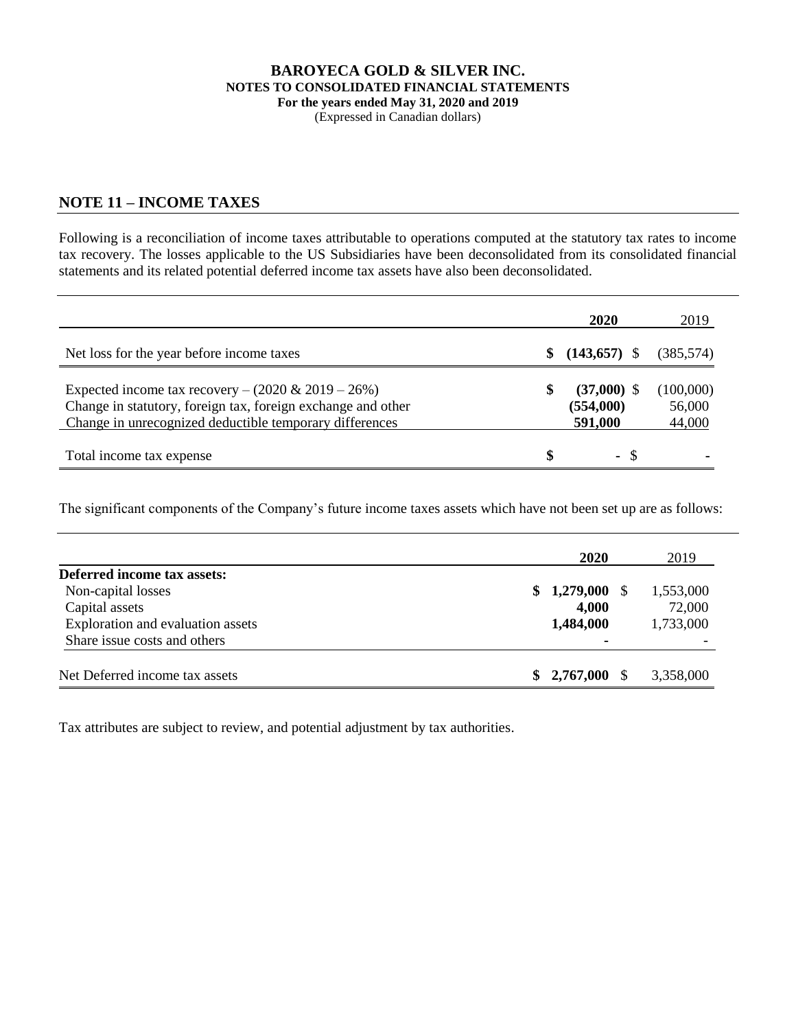**BAROYECA GOLD & SILVER INC.**
**NOTES TO CONSOLIDATED FINANCIAL STATEMENTS**
**For the years ended May 31, 2020 and 2019**
(Expressed in Canadian dollars)

## NOTE 11 – INCOME TAXES

Following is a reconciliation of income taxes attributable to operations computed at the statutory tax rates to income tax recovery. The losses applicable to the US Subsidiaries have been deconsolidated from its consolidated financial statements and its related potential deferred income tax assets have also been deconsolidated.

| | **2020** | 2019 |
|---|---|---|
| Net loss for the year before income taxes | **$ (143,657)** | $ (385,574) |
| Expected income tax recovery – (2020 & 2019 – 26%) | **$ (37,000)** | $ (100,000) |
| Change in statutory, foreign tax, foreign exchange and other | **(554,000)** | 56,000 |
| Change in unrecognized deductible temporary differences | **591,000** | 44,000 |
| Total income tax expense | **$ -** | $ - |

The significant components of the Company's future income taxes assets which have not been set up are as follows:

| | **2020** | 2019 |
|---|---|---|
| **Deferred income tax assets:** | | |
| Non-capital losses | **$ 1,279,000** | $ 1,553,000 |
| Capital assets | **4,000** | 72,000 |
| Exploration and evaluation assets | **1,484,000** | 1,733,000 |
| Share issue costs and others | **-** | - |
| Net Deferred income tax assets | **$ 2,767,000** | $ 3,358,000 |

Tax attributes are subject to review, and potential adjustment by tax authorities.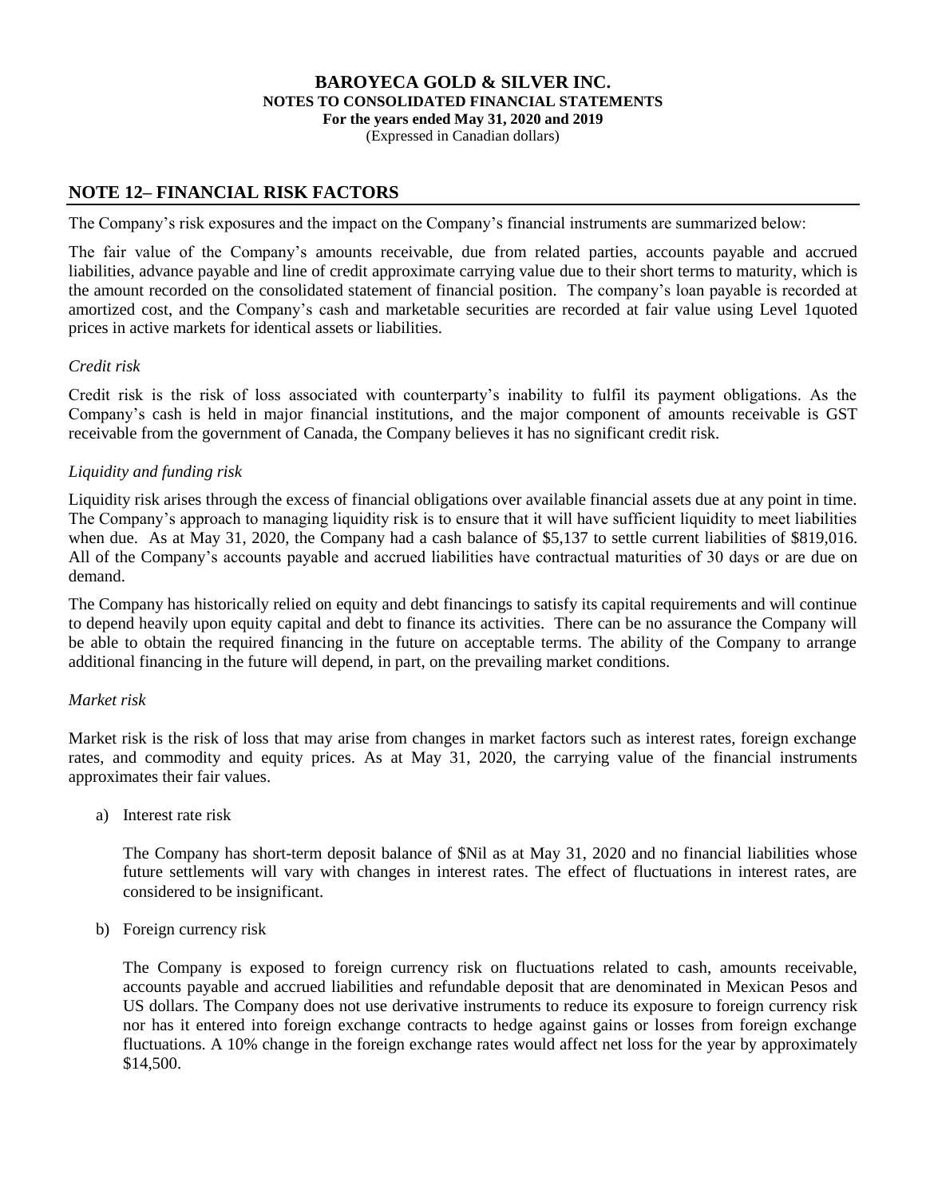## NOTE 12– FINANCIAL RISK FACTORS

The Company's risk exposures and the impact on the Company's financial instruments are summarized below:

The fair value of the Company's amounts receivable, due from related parties, accounts payable and accrued liabilities, advance payable and line of credit approximate carrying value due to their short terms to maturity, which is the amount recorded on the consolidated statement of financial position. The company's loan payable is recorded at amortized cost, and the Company's cash and marketable securities are recorded at fair value using Level 1quoted prices in active markets for identical assets or liabilities.

*Credit risk*

Credit risk is the risk of loss associated with counterparty's inability to fulfil its payment obligations. As the Company's cash is held in major financial institutions, and the major component of amounts receivable is GST receivable from the government of Canada, the Company believes it has no significant credit risk.

*Liquidity and funding risk*

Liquidity risk arises through the excess of financial obligations over available financial assets due at any point in time. The Company's approach to managing liquidity risk is to ensure that it will have sufficient liquidity to meet liabilities when due. As at May 31, 2020, the Company had a cash balance of $5,137 to settle current liabilities of $819,016. All of the Company's accounts payable and accrued liabilities have contractual maturities of 30 days or are due on demand.

The Company has historically relied on equity and debt financings to satisfy its capital requirements and will continue to depend heavily upon equity capital and debt to finance its activities. There can be no assurance the Company will be able to obtain the required financing in the future on acceptable terms. The ability of the Company to arrange additional financing in the future will depend, in part, on the prevailing market conditions.

*Market risk*

Market risk is the risk of loss that may arise from changes in market factors such as interest rates, foreign exchange rates, and commodity and equity prices. As at May 31, 2020, the carrying value of the financial instruments approximates their fair values.

a) Interest rate risk

   The Company has short-term deposit balance of $Nil as at May 31, 2020 and no financial liabilities whose future settlements will vary with changes in interest rates. The effect of fluctuations in interest rates, are considered to be insignificant.

b) Foreign currency risk

   The Company is exposed to foreign currency risk on fluctuations related to cash, amounts receivable, accounts payable and accrued liabilities and refundable deposit that are denominated in Mexican Pesos and US dollars. The Company does not use derivative instruments to reduce its exposure to foreign currency risk nor has it entered into foreign exchange contracts to hedge against gains or losses from foreign exchange fluctuations. A 10% change in the foreign exchange rates would affect net loss for the year by approximately $14,500.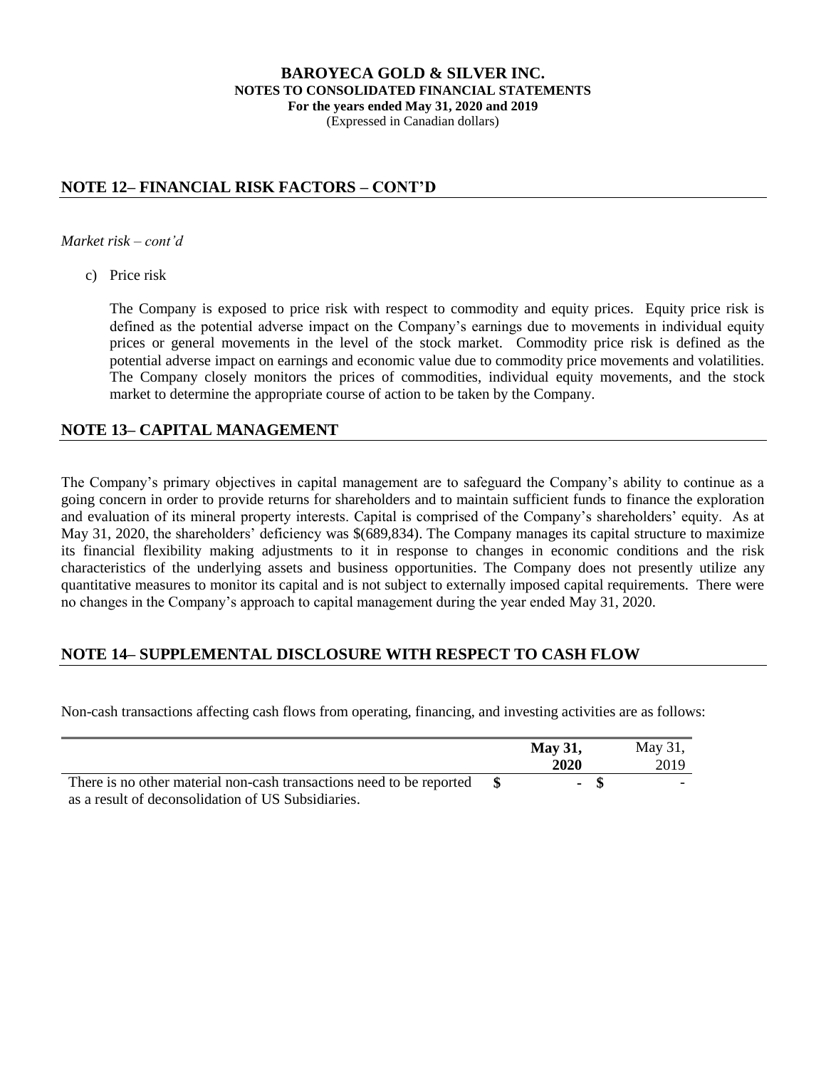## NOTE 12– FINANCIAL RISK FACTORS – CONT'D

*Market risk – cont'd*

c) Price risk

   The Company is exposed to price risk with respect to commodity and equity prices. Equity price risk is defined as the potential adverse impact on the Company's earnings due to movements in individual equity prices or general movements in the level of the stock market. Commodity price risk is defined as the potential adverse impact on earnings and economic value due to commodity price movements and volatilities. The Company closely monitors the prices of commodities, individual equity movements, and the stock market to determine the appropriate course of action to be taken by the Company.

## NOTE 13– CAPITAL MANAGEMENT

The Company's primary objectives in capital management are to safeguard the Company's ability to continue as a going concern in order to provide returns for shareholders and to maintain sufficient funds to finance the exploration and evaluation of its mineral property interests. Capital is comprised of the Company's shareholders' equity. As at May 31, 2020, the shareholders' deficiency was $(689,834). The Company manages its capital structure to maximize its financial flexibility making adjustments to it in response to changes in economic conditions and the risk characteristics of the underlying assets and business opportunities. The Company does not presently utilize any quantitative measures to monitor its capital and is not subject to externally imposed capital requirements. There were no changes in the Company's approach to capital management during the year ended May 31, 2020.

## NOTE 14– SUPPLEMENTAL DISCLOSURE WITH RESPECT TO CASH FLOW

Non-cash transactions affecting cash flows from operating, financing, and investing activities are as follows:

| | **May 31, 2020** | May 31, 2019 |
|---|---|---|
| There is no other material non-cash transactions need to be reported as a result of deconsolidation of US Subsidiaries. | **$ -** | $ - |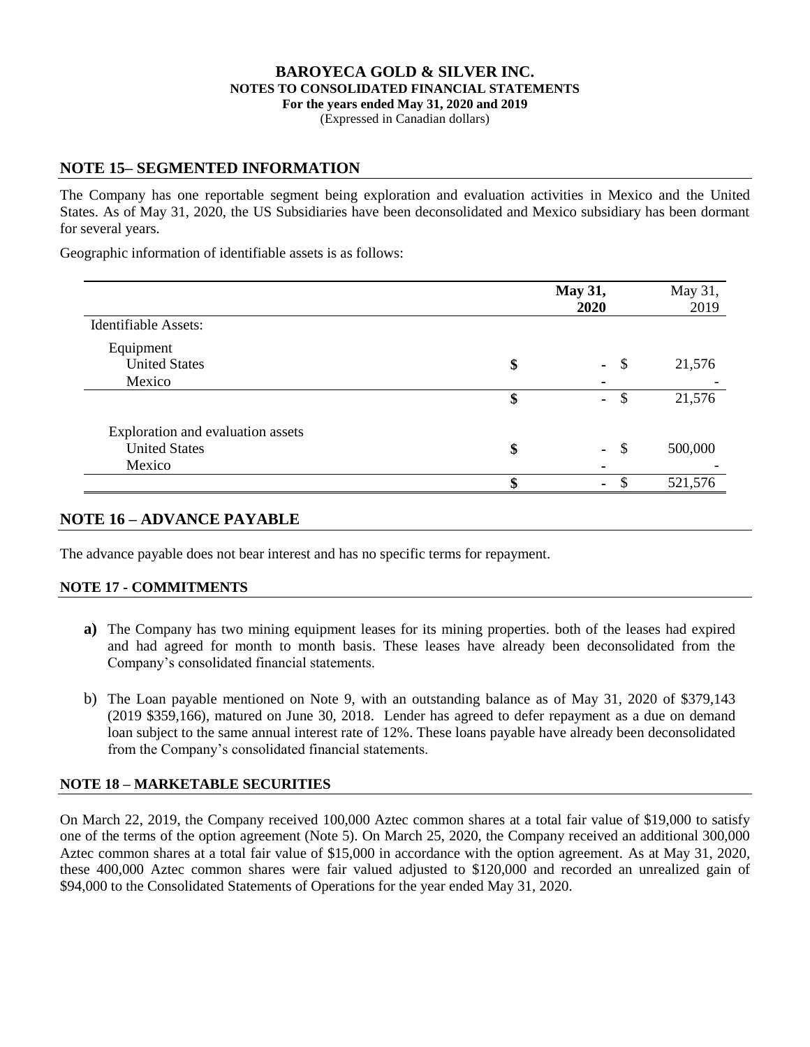# BAROYECA GOLD & SILVER INC.
**NOTES TO CONSOLIDATED FINANCIAL STATEMENTS**
**For the years ended May 31, 2020 and 2019**
(Expressed in Canadian dollars)

## NOTE 15– SEGMENTED INFORMATION

The Company has one reportable segment being exploration and evaluation activities in Mexico and the United States. As of May 31, 2020, the US Subsidiaries have been deconsolidated and Mexico subsidiary has been dormant for several years.

Geographic information of identifiable assets is as follows:

| | **May 31, 2020** | May 31, 2019 |
|---|---|---|
| Identifiable Assets: | | |
| Equipment | | |
| United States | $ - | $ 21,576 |
| Mexico | - | - |
| | $ - | $ 21,576 |
| Exploration and evaluation assets | | |
| United States | $ - | $ 500,000 |
| Mexico | - | - |
| | $ - | $ 521,576 |

## NOTE 16 – ADVANCE PAYABLE

The advance payable does not bear interest and has no specific terms for repayment.

## NOTE 17 - COMMITMENTS

a) The Company has two mining equipment leases for its mining properties. both of the leases had expired and had agreed for month to month basis. These leases have already been deconsolidated from the Company's consolidated financial statements.

b) The Loan payable mentioned on Note 9, with an outstanding balance as of May 31, 2020 of $379,143 (2019 $359,166), matured on June 30, 2018. Lender has agreed to defer repayment as a due on demand loan subject to the same annual interest rate of 12%. These loans payable have already been deconsolidated from the Company's consolidated financial statements.

## NOTE 18 – MARKETABLE SECURITIES

On March 22, 2019, the Company received 100,000 Aztec common shares at a total fair value of $19,000 to satisfy one of the terms of the option agreement (Note 5). On March 25, 2020, the Company received an additional 300,000 Aztec common shares at a total fair value of $15,000 in accordance with the option agreement. As at May 31, 2020, these 400,000 Aztec common shares were fair valued adjusted to $120,000 and recorded an unrealized gain of $94,000 to the Consolidated Statements of Operations for the year ended May 31, 2020.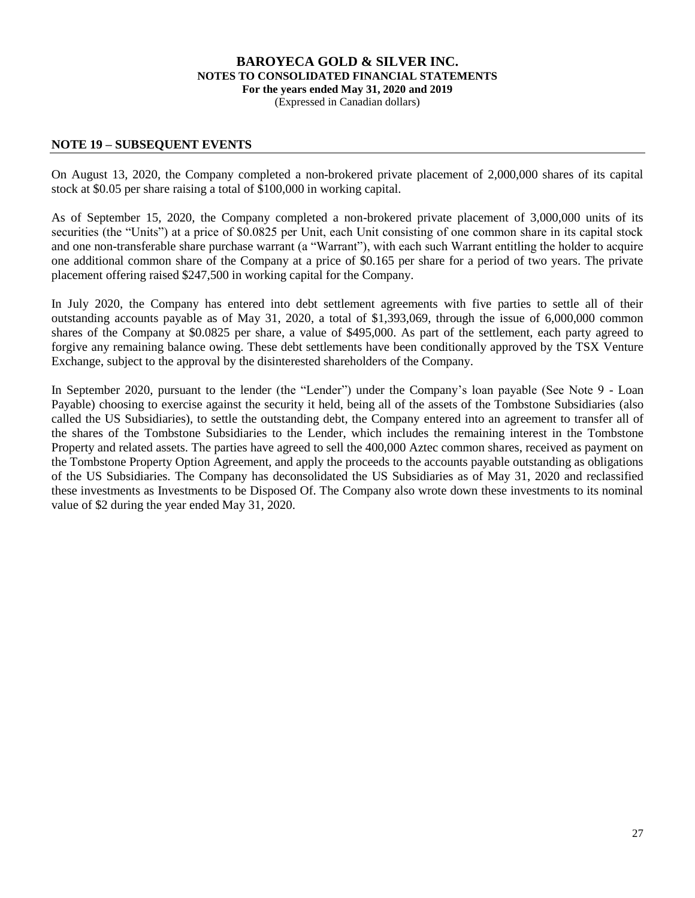## NOTE 19 – SUBSEQUENT EVENTS

On August 13, 2020, the Company completed a non-brokered private placement of 2,000,000 shares of its capital stock at $0.05 per share raising a total of $100,000 in working capital.

As of September 15, 2020, the Company completed a non-brokered private placement of 3,000,000 units of its securities (the "Units") at a price of $0.0825 per Unit, each Unit consisting of one common share in its capital stock and one non-transferable share purchase warrant (a "Warrant"), with each such Warrant entitling the holder to acquire one additional common share of the Company at a price of $0.165 per share for a period of two years. The private placement offering raised $247,500 in working capital for the Company.

In July 2020, the Company has entered into debt settlement agreements with five parties to settle all of their outstanding accounts payable as of May 31, 2020, a total of $1,393,069, through the issue of 6,000,000 common shares of the Company at $0.0825 per share, a value of $495,000. As part of the settlement, each party agreed to forgive any remaining balance owing. These debt settlements have been conditionally approved by the TSX Venture Exchange, subject to the approval by the disinterested shareholders of the Company.

In September 2020, pursuant to the lender (the "Lender") under the Company's loan payable (See Note 9 - Loan Payable) choosing to exercise against the security it held, being all of the assets of the Tombstone Subsidiaries (also called the US Subsidiaries), to settle the outstanding debt, the Company entered into an agreement to transfer all of the shares of the Tombstone Subsidiaries to the Lender, which includes the remaining interest in the Tombstone Property and related assets. The parties have agreed to sell the 400,000 Aztec common shares, received as payment on the Tombstone Property Option Agreement, and apply the proceeds to the accounts payable outstanding as obligations of the US Subsidiaries. The Company has deconsolidated the US Subsidiaries as of May 31, 2020 and reclassified these investments as Investments to be Disposed Of. The Company also wrote down these investments to its nominal value of $2 during the year ended May 31, 2020.